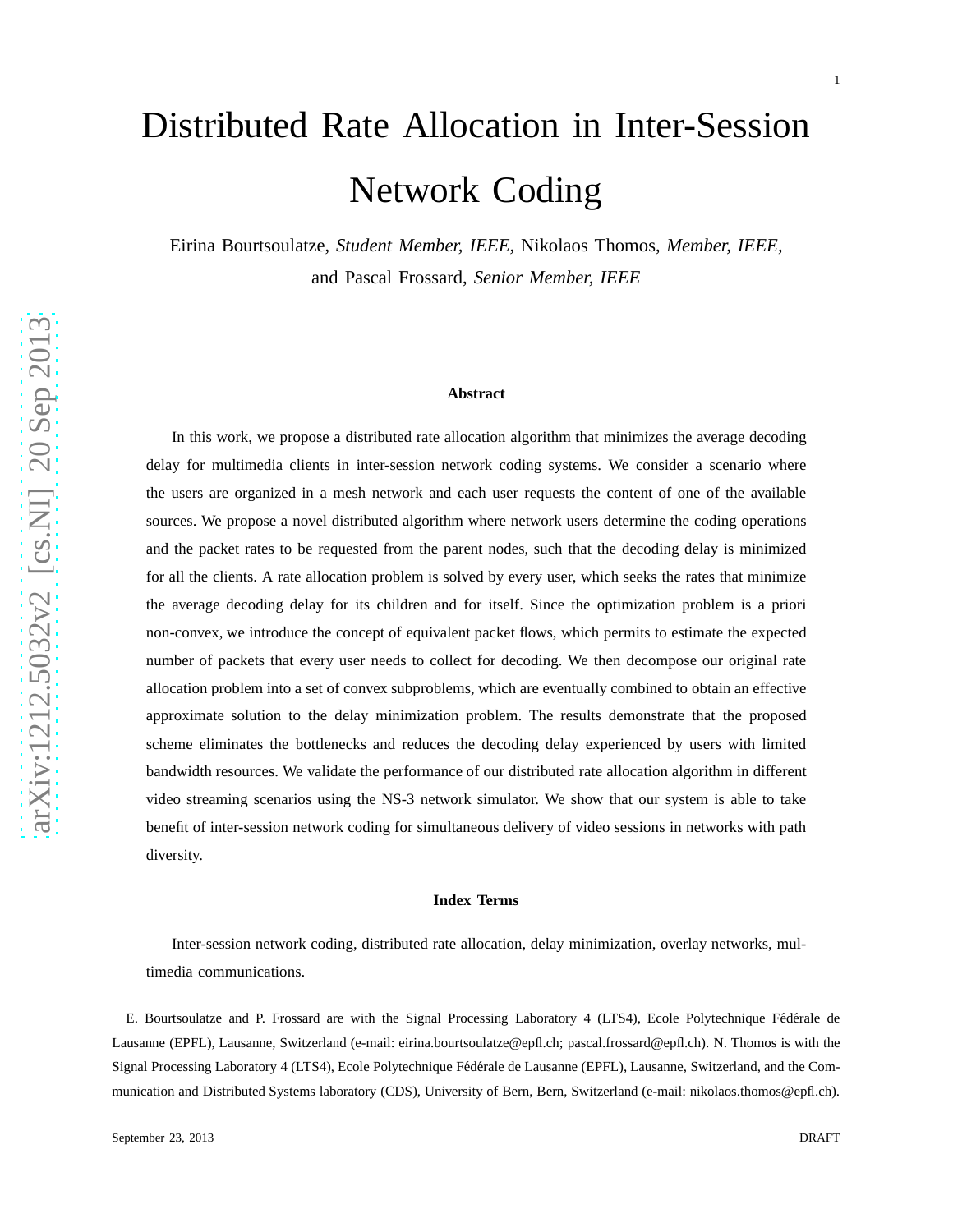# Distributed Rate Allocation in Inter-Session Network Coding

Eirina Bourtsoulatze, *Student Member, IEEE*, Nikolaos Thomos, *Member, IEEE*, and Pascal Frossard, *Senior Member, IEEE*

### Abstract

In this work, we propose a distributed rate allocation algorithm that minimizes the average decoding delay for multimedia clients in inter-session network coding systems. We consider a scenario where the users are organized in a mesh network and each user requests the content of one of the available sources. We propose a novel distributed algorithm where network users determine the coding operations and the packet rates to be requested from the parent nodes, such that the decoding delay is minimized for all the clients. A rate allocation problem is solved by every user, which seeks the rates that minimize the average decoding delay for its children and for itself. Since the optimization problem is a priori non-convex, we introduce the concept of equivalent packet flows, which permits to estimate the expected number of packets that every user needs to collect for decoding. We then decompose our original rate allocation problem into a set of convex subproblems, which are eventually combined to obtain an effective approximate solution to the delay minimization problem. The results demonstrate that the proposed scheme eliminates the bottlenecks and reduces the decoding delay experienced by users with limited bandwidth resources. We validate the performance of our distributed rate allocation algorithm in different video streaming scenarios using the NS-3 network simulator. We show that our system is able to take benefit of inter-session network coding for simultaneous delivery of video sessions in networks with path diversity.

### Index Terms

Inter-session network coding, distributed rate allocation, delay minimization, overlay networks, multimedia communications.

E. Bourtsoulatze and P. Frossard are with the Signal Processing Laboratory 4 (LTS4), Ecole Polytechnique Fédérale de Lausanne (EPFL), Lausanne, Switzerland (e-mail: eirina.bourtsoulatze@epfl.ch; pascal.frossard@epfl.ch). N. Thomos is with the Signal Processing Laboratory 4 (LTS4), Ecole Polytechnique Fédérale de Lausanne (EPFL), Lausanne, Switzerland, and the Communication and Distributed Systems laboratory (CDS), University of Bern, Bern, Switzerland (e-mail: nikolaos.thomos@epfl.ch).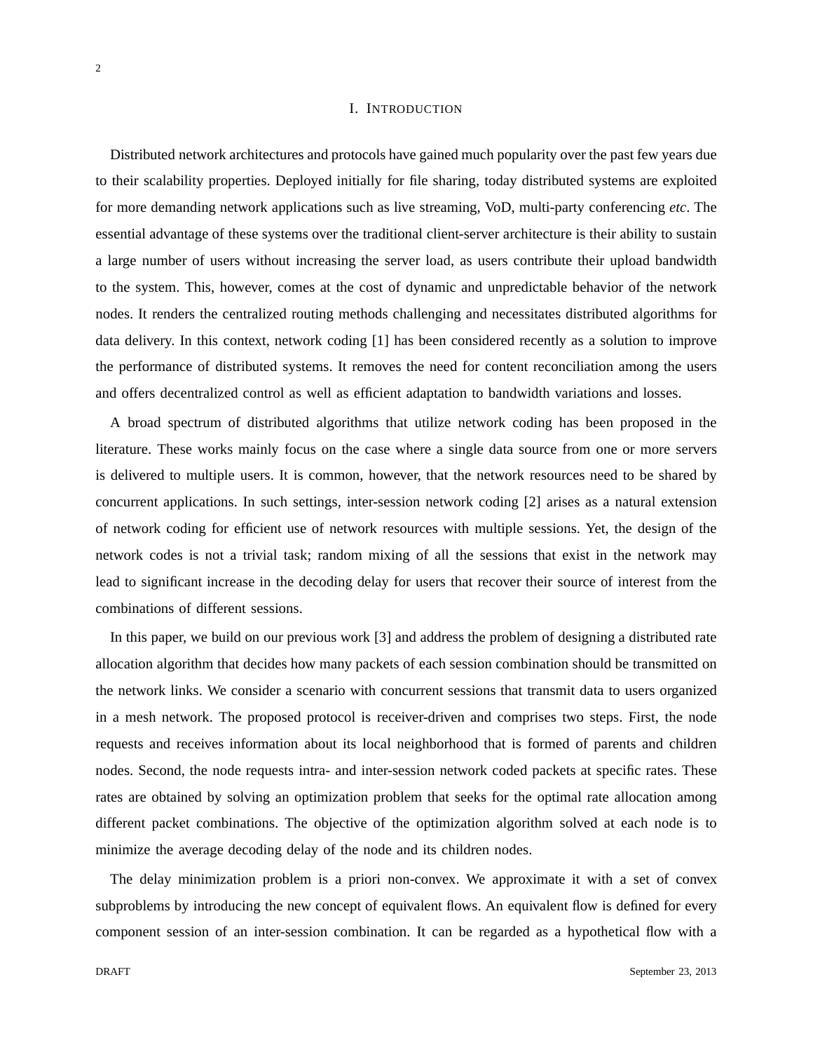# I. Introduction

Distributed network architectures and protocols have gained much popularity over the past few years due to their scalability properties. Deployed initially for file sharing, today distributed systems are exploited for more demanding network applications such as live streaming, VoD, multi-party conferencing *etc*. The essential advantage of these systems over the traditional client-server architecture is their ability to sustain a large number of users without increasing the server load, as users contribute their upload bandwidth to the system. This, however, comes at the cost of dynamic and unpredictable behavior of the network nodes. It renders the centralized routing methods challenging and necessitates distributed algorithms for data delivery. In this context, network coding [1] has been considered recently as a solution to improve the performance of distributed systems. It removes the need for content reconciliation among the users and offers decentralized control as well as efficient adaptation to bandwidth variations and losses.

A broad spectrum of distributed algorithms that utilize network coding has been proposed in the literature. These works mainly focus on the case where a single data source from one or more servers is delivered to multiple users. It is common, however, that the network resources need to be shared by concurrent applications. In such settings, inter-session network coding [2] arises as a natural extension of network coding for efficient use of network resources with multiple sessions. Yet, the design of the network codes is not a trivial task; random mixing of all the sessions that exist in the network may lead to significant increase in the decoding delay for users that recover their source of interest from the combinations of different sessions.

In this paper, we build on our previous work [3] and address the problem of designing a distributed rate allocation algorithm that decides how many packets of each session combination should be transmitted on the network links. We consider a scenario with concurrent sessions that transmit data to users organized in a mesh network. The proposed protocol is receiver-driven and comprises two steps. First, the node requests and receives information about its local neighborhood that is formed of parents and children nodes. Second, the node requests intra- and inter-session network coded packets at specific rates. These rates are obtained by solving an optimization problem that seeks for the optimal rate allocation among different packet combinations. The objective of the optimization algorithm solved at each node is to minimize the average decoding delay of the node and its children nodes.

The delay minimization problem is a priori non-convex. We approximate it with a set of convex subproblems by introducing the new concept of equivalent flows. An equivalent flow is defined for every component session of an inter-session combination. It can be regarded as a hypothetical flow with a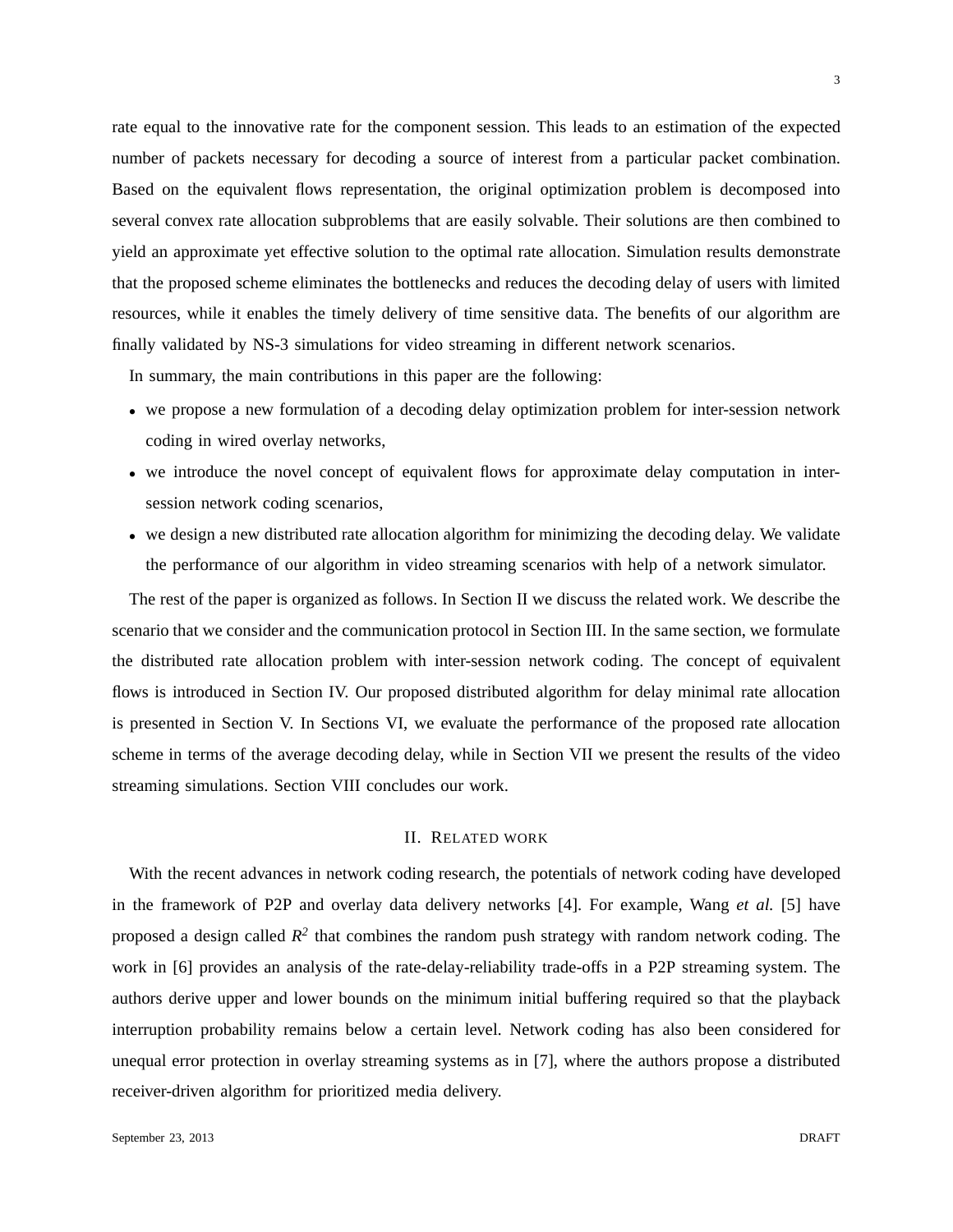rate equal to the innovative rate for the component session. This leads to an estimation of the expected number of packets necessary for decoding a source of interest from a particular packet combination. Based on the equivalent flows representation, the original optimization problem is decomposed into several convex rate allocation subproblems that are easily solvable. Their solutions are then combined to yield an approximate yet effective solution to the optimal rate allocation. Simulation results demonstrate that the proposed scheme eliminates the bottlenecks and reduces the decoding delay of users with limited resources, while it enables the timely delivery of time sensitive data. The benefits of our algorithm are finally validated by NS-3 simulations for video streaming in different network scenarios.

In summary, the main contributions in this paper are the following:

- we propose a new formulation of a decoding delay optimization problem for inter-session network coding in wired overlay networks,
- we introduce the novel concept of equivalent flows for approximate delay computation in inter-session network coding scenarios,
- we design a new distributed rate allocation algorithm for minimizing the decoding delay. We validate the performance of our algorithm in video streaming scenarios with help of a network simulator.

The rest of the paper is organized as follows. In Section II we discuss the related work. We describe the scenario that we consider and the communication protocol in Section III. In the same section, we formulate the distributed rate allocation problem with inter-session network coding. The concept of equivalent flows is introduced in Section IV. Our proposed distributed algorithm for delay minimal rate allocation is presented in Section V. In Sections VI, we evaluate the performance of the proposed rate allocation scheme in terms of the average decoding delay, while in Section VII we present the results of the video streaming simulations. Section VIII concludes our work.

## II. Related work

With the recent advances in network coding research, the potentials of network coding have developed in the framework of P2P and overlay data delivery networks [4]. For example, Wang *et al.* [5] have proposed a design called $R^2$ that combines the random push strategy with random network coding. The work in [6] provides an analysis of the rate-delay-reliability trade-offs in a P2P streaming system. The authors derive upper and lower bounds on the minimum initial buffering required so that the playback interruption probability remains below a certain level. Network coding has also been considered for unequal error protection in overlay streaming systems as in [7], where the authors propose a distributed receiver-driven algorithm for prioritized media delivery.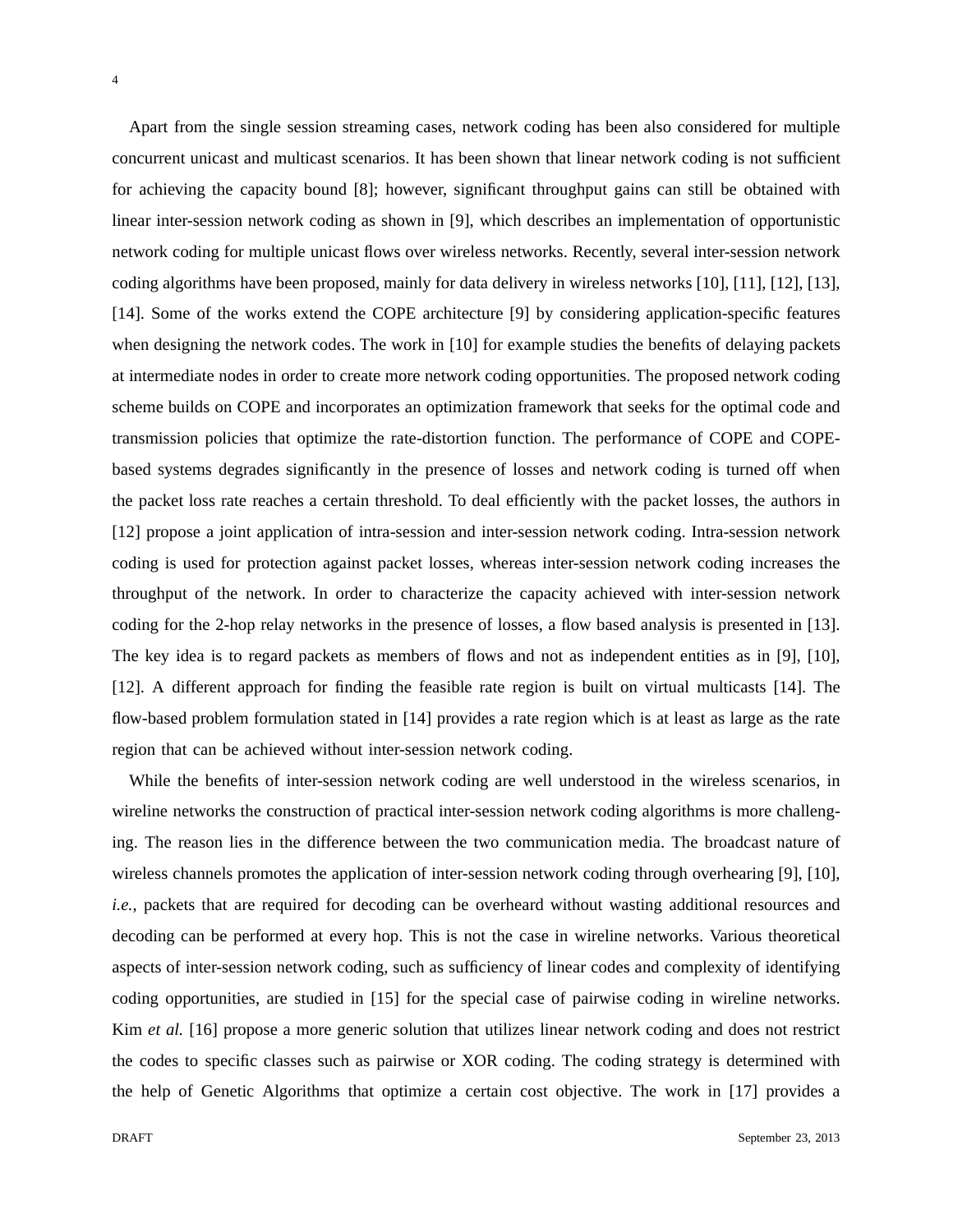Apart from the single session streaming cases, network coding has been also considered for multiple concurrent unicast and multicast scenarios. It has been shown that linear network coding is not sufficient for achieving the capacity bound [8]; however, significant throughput gains can still be obtained with linear inter-session network coding as shown in [9], which describes an implementation of opportunistic network coding for multiple unicast flows over wireless networks. Recently, several inter-session network coding algorithms have been proposed, mainly for data delivery in wireless networks [10], [11], [12], [13], [14]. Some of the works extend the COPE architecture [9] by considering application-specific features when designing the network codes. The work in [10] for example studies the benefits of delaying packets at intermediate nodes in order to create more network coding opportunities. The proposed network coding scheme builds on COPE and incorporates an optimization framework that seeks for the optimal code and transmission policies that optimize the rate-distortion function. The performance of COPE and COPE-based systems degrades significantly in the presence of losses and network coding is turned off when the packet loss rate reaches a certain threshold. To deal efficiently with the packet losses, the authors in [12] propose a joint application of intra-session and inter-session network coding. Intra-session network coding is used for protection against packet losses, whereas inter-session network coding increases the throughput of the network. In order to characterize the capacity achieved with inter-session network coding for the 2-hop relay networks in the presence of losses, a flow based analysis is presented in [13]. The key idea is to regard packets as members of flows and not as independent entities as in [9], [10], [12]. A different approach for finding the feasible rate region is built on virtual multicasts [14]. The flow-based problem formulation stated in [14] provides a rate region which is at least as large as the rate region that can be achieved without inter-session network coding.

While the benefits of inter-session network coding are well understood in the wireless scenarios, in wireline networks the construction of practical inter-session network coding algorithms is more challenging. The reason lies in the difference between the two communication media. The broadcast nature of wireless channels promotes the application of inter-session network coding through overhearing [9], [10], *i.e.*, packets that are required for decoding can be overheard without wasting additional resources and decoding can be performed at every hop. This is not the case in wireline networks. Various theoretical aspects of inter-session network coding, such as sufficiency of linear codes and complexity of identifying coding opportunities, are studied in [15] for the special case of pairwise coding in wireline networks. Kim *et al.* [16] propose a more generic solution that utilizes linear network coding and does not restrict the codes to specific classes such as pairwise or XOR coding. The coding strategy is determined with the help of Genetic Algorithms that optimize a certain cost objective. The work in [17] provides a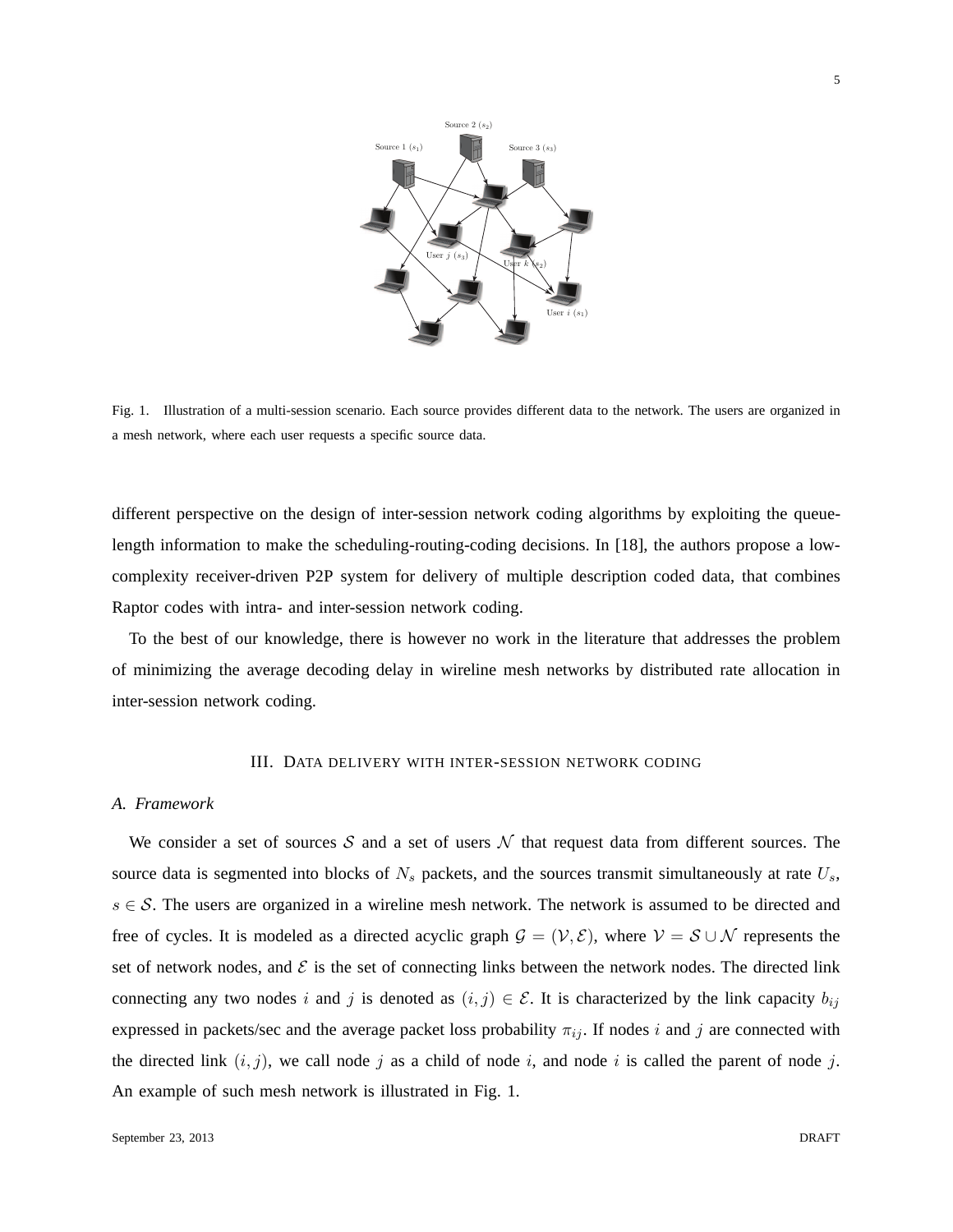Fig. 1. Illustration of a multi-session scenario. Each source provides different data to the network. The users are organized in a mesh network, where each user requests a specific source data.

different perspective on the design of inter-session network coding algorithms by exploiting the queue-length information to make the scheduling-routing-coding decisions. In [18], the authors propose a low-complexity receiver-driven P2P system for delivery of multiple description coded data, that combines Raptor codes with intra- and inter-session network coding.

To the best of our knowledge, there is however no work in the literature that addresses the problem of minimizing the average decoding delay in wireline mesh networks by distributed rate allocation in inter-session network coding.

## III. Data delivery with inter-session network coding

### A. Framework

We consider a set of sources $\mathcal{S}$ and a set of users $\mathcal{N}$ that request data from different sources. The source data is segmented into blocks of $N_s$ packets, and the sources transmit simultaneously at rate $U_s$, $s \in \mathcal{S}$. The users are organized in a wireline mesh network. The network is assumed to be directed and free of cycles. It is modeled as a directed acyclic graph $\mathcal{G} = (\mathcal{V}, \mathcal{E})$, where $\mathcal{V} = \mathcal{S} \cup \mathcal{N}$ represents the set of network nodes, and $\mathcal{E}$ is the set of connecting links between the network nodes. The directed link connecting any two nodes $i$ and $j$ is denoted as $(i, j) \in \mathcal{E}$. It is characterized by the link capacity $b_{ij}$ expressed in packets/sec and the average packet loss probability $\pi_{ij}$. If nodes $i$ and $j$ are connected with the directed link $(i, j)$, we call node $j$ as a child of node $i$, and node $i$ is called the parent of node $j$. An example of such mesh network is illustrated in Fig. 1.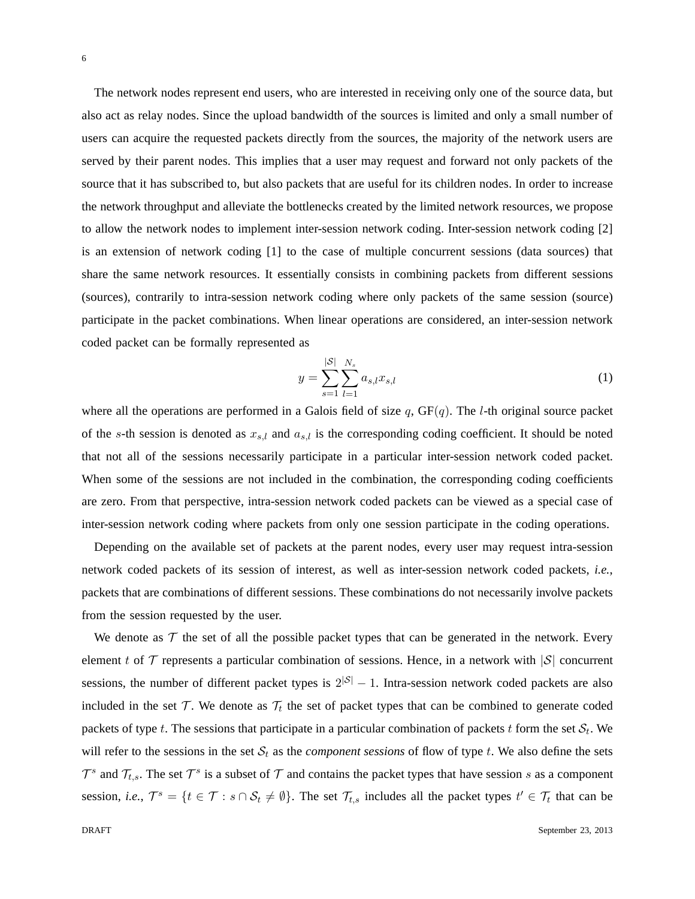The network nodes represent end users, who are interested in receiving only one of the source data, but also act as relay nodes. Since the upload bandwidth of the sources is limited and only a small number of users can acquire the requested packets directly from the sources, the majority of the network users are served by their parent nodes. This implies that a user may request and forward not only packets of the source that it has subscribed to, but also packets that are useful for its children nodes. In order to increase the network throughput and alleviate the bottlenecks created by the limited network resources, we propose to allow the network nodes to implement inter-session network coding. Inter-session network coding [2] is an extension of network coding [1] to the case of multiple concurrent sessions (data sources) that share the same network resources. It essentially consists in combining packets from different sessions (sources), contrarily to intra-session network coding where only packets of the same session (source) participate in the packet combinations. When linear operations are considered, an inter-session network coded packet can be formally represented as

$$y = \sum_{s=1}^{|\mathcal{S}|} \sum_{l=1}^{N_s} a_{s,l} x_{s,l} \tag{1}$$

where all the operations are performed in a Galois field of size $q$, GF$(q)$. The $l$-th original source packet of the $s$-th session is denoted as $x_{s,l}$ and $a_{s,l}$ is the corresponding coding coefficient. It should be noted that not all of the sessions necessarily participate in a particular inter-session network coded packet. When some of the sessions are not included in the combination, the corresponding coding coefficients are zero. From that perspective, intra-session network coded packets can be viewed as a special case of inter-session network coding where packets from only one session participate in the coding operations.

Depending on the available set of packets at the parent nodes, every user may request intra-session network coded packets of its session of interest, as well as inter-session network coded packets, *i.e.*, packets that are combinations of different sessions. These combinations do not necessarily involve packets from the session requested by the user.

We denote as $\mathcal{T}$ the set of all the possible packet types that can be generated in the network. Every element $t$ of $\mathcal{T}$ represents a particular combination of sessions. Hence, in a network with $|\mathcal{S}|$ concurrent sessions, the number of different packet types is $2^{|\mathcal{S}|} - 1$. Intra-session network coded packets are also included in the set $\mathcal{T}$. We denote as $\mathcal{T}_t$ the set of packet types that can be combined to generate coded packets of type $t$. The sessions that participate in a particular combination of packets $t$ form the set $\mathcal{S}_t$. We will refer to the sessions in the set $\mathcal{S}_t$ as the *component sessions* of flow of type $t$. We also define the sets $\mathcal{T}^s$ and $\mathcal{T}_{t,s}$. The set $\mathcal{T}^s$ is a subset of $\mathcal{T}$ and contains the packet types that have session $s$ as a component session, *i.e.*, $\mathcal{T}^s = \{t \in \mathcal{T} : s \cap \mathcal{S}_t \neq \emptyset\}$. The set $\mathcal{T}_{t,s}$ includes all the packet types $t' \in \mathcal{T}_t$ that can be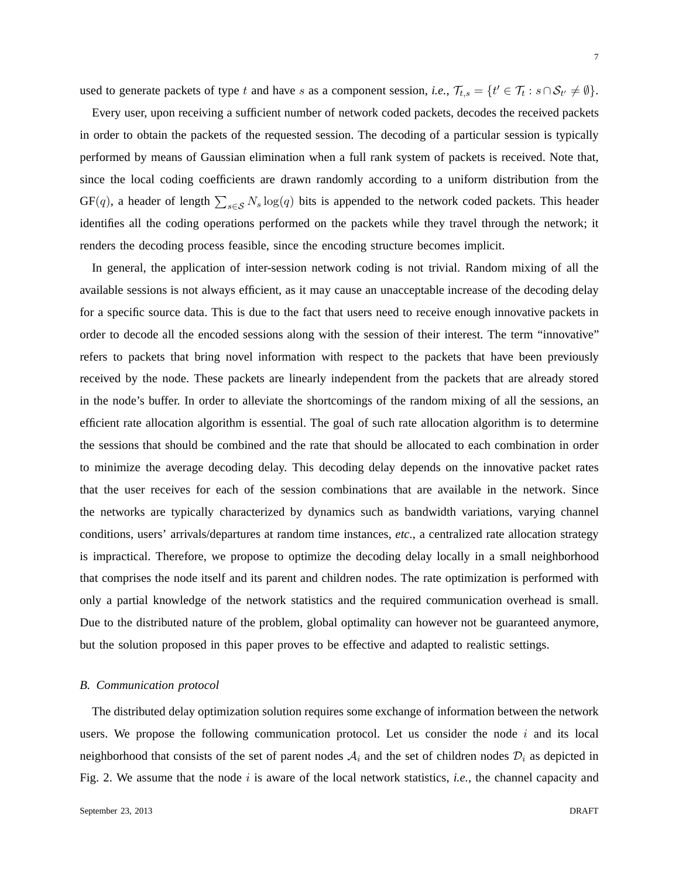used to generate packets of type $t$ and have $s$ as a component session, *i.e.*, $\mathcal{T}_{t,s} = \{t' \in \mathcal{T}_t : s \cap \mathcal{S}_{t'} \neq \emptyset\}$.

Every user, upon receiving a sufficient number of network coded packets, decodes the received packets in order to obtain the packets of the requested session. The decoding of a particular session is typically performed by means of Gaussian elimination when a full rank system of packets is received. Note that, since the local coding coefficients are drawn randomly according to a uniform distribution from the GF($q$), a header of length $\sum_{s \in \mathcal{S}} N_s \log(q)$ bits is appended to the network coded packets. This header identifies all the coding operations performed on the packets while they travel through the network; it renders the decoding process feasible, since the encoding structure becomes implicit.

In general, the application of inter-session network coding is not trivial. Random mixing of all the available sessions is not always efficient, as it may cause an unacceptable increase of the decoding delay for a specific source data. This is due to the fact that users need to receive enough innovative packets in order to decode all the encoded sessions along with the session of their interest. The term "innovative" refers to packets that bring novel information with respect to the packets that have been previously received by the node. These packets are linearly independent from the packets that are already stored in the node's buffer. In order to alleviate the shortcomings of the random mixing of all the sessions, an efficient rate allocation algorithm is essential. The goal of such rate allocation algorithm is to determine the sessions that should be combined and the rate that should be allocated to each combination in order to minimize the average decoding delay. This decoding delay depends on the innovative packet rates that the user receives for each of the session combinations that are available in the network. Since the networks are typically characterized by dynamics such as bandwidth variations, varying channel conditions, users' arrivals/departures at random time instances, *etc.*, a centralized rate allocation strategy is impractical. Therefore, we propose to optimize the decoding delay locally in a small neighborhood that comprises the node itself and its parent and children nodes. The rate optimization is performed with only a partial knowledge of the network statistics and the required communication overhead is small. Due to the distributed nature of the problem, global optimality can however not be guaranteed anymore, but the solution proposed in this paper proves to be effective and adapted to realistic settings.

### *B. Communication protocol*

The distributed delay optimization solution requires some exchange of information between the network users. We propose the following communication protocol. Let us consider the node $i$ and its local neighborhood that consists of the set of parent nodes $\mathcal{A}_i$ and the set of children nodes $\mathcal{D}_i$ as depicted in Fig. 2. We assume that the node $i$ is aware of the local network statistics, *i.e.*, the channel capacity and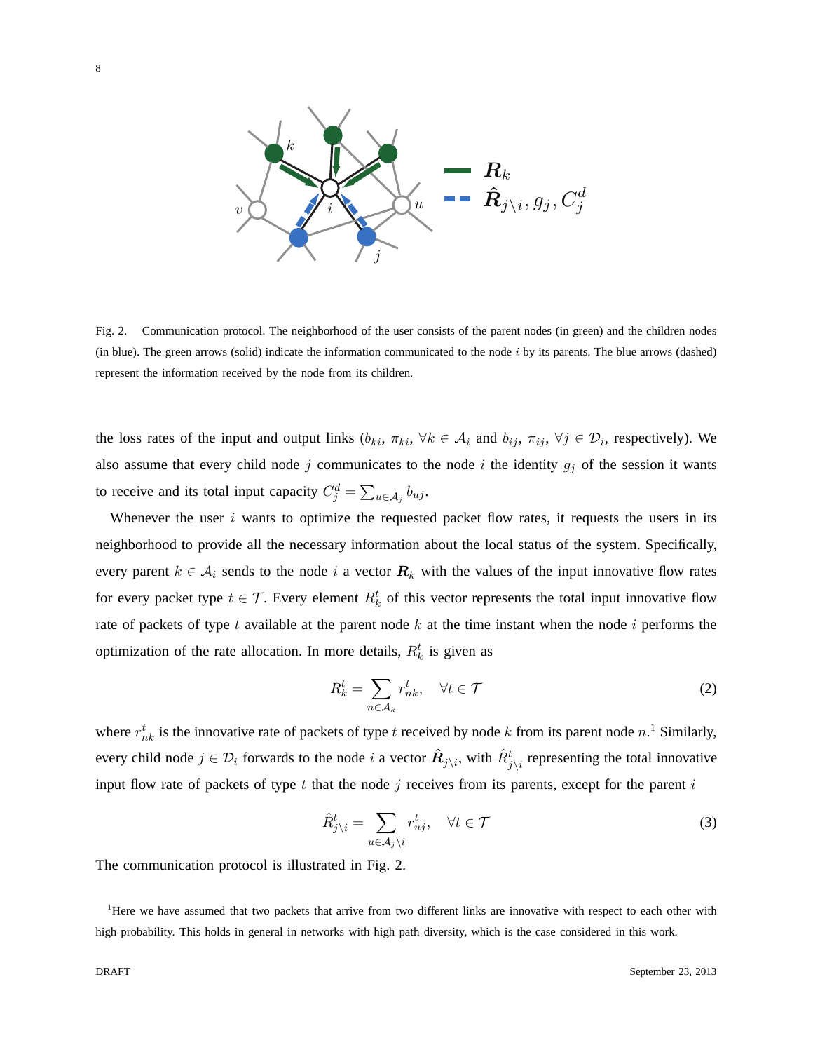Fig. 2. Communication protocol. The neighborhood of the user consists of the parent nodes (in green) and the children nodes (in blue). The green arrows (solid) indicate the information communicated to the node $i$ by its parents. The blue arrows (dashed) represent the information received by the node from its children.

the loss rates of the input and output links ($b_{ki}$, $\pi_{ki}$, $\forall k \in \mathcal{A}_i$ and $b_{ij}$, $\pi_{ij}$, $\forall j \in \mathcal{D}_i$, respectively). We also assume that every child node $j$ communicates to the node $i$ the identity $g_j$ of the session it wants to receive and its total input capacity $C_j^d = \sum_{u \in \mathcal{A}_j} b_{uj}$.

Whenever the user $i$ wants to optimize the requested packet flow rates, it requests the users in its neighborhood to provide all the necessary information about the local status of the system. Specifically, every parent $k \in \mathcal{A}_i$ sends to the node $i$ a vector $\boldsymbol{R}_k$ with the values of the input innovative flow rates for every packet type $t \in \mathcal{T}$. Every element $R_k^t$ of this vector represents the total input innovative flow rate of packets of type $t$ available at the parent node $k$ at the time instant when the node $i$ performs the optimization of the rate allocation. In more details, $R_k^t$ is given as

$$R_k^t = \sum_{n \in \mathcal{A}_k} r_{nk}^t, \quad \forall t \in \mathcal{T} \tag{2}$$

where $r_{nk}^t$ is the innovative rate of packets of type $t$ received by node $k$ from its parent node $n$.[1] Similarly, every child node $j \in \mathcal{D}_i$ forwards to the node $i$ a vector $\hat{\boldsymbol{R}}_{j \setminus i}$, with $\hat{R}_{j \setminus i}^t$ representing the total innovative input flow rate of packets of type $t$ that the node $j$ receives from its parents, except for the parent $i$

$$\hat{R}_{j \setminus i}^t = \sum_{u \in \mathcal{A}_j \setminus i} r_{uj}^t, \quad \forall t \in \mathcal{T} \tag{3}$$

The communication protocol is illustrated in Fig. 2.

[1] Here we have assumed that two packets that arrive from two different links are innovative with respect to each other with high probability. This holds in general in networks with high path diversity, which is the case considered in this work.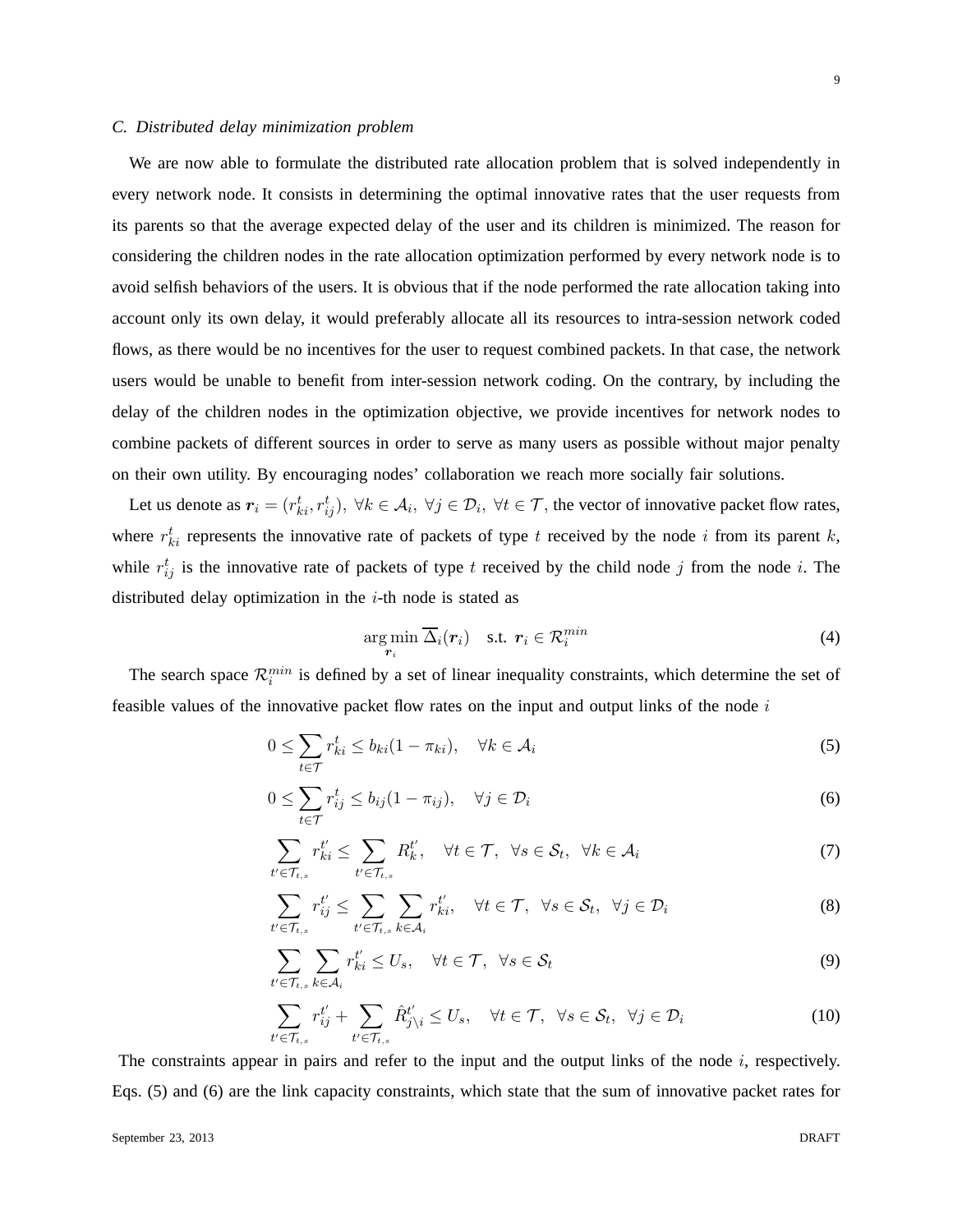### C. Distributed delay minimization problem

We are now able to formulate the distributed rate allocation problem that is solved independently in every network node. It consists in determining the optimal innovative rates that the user requests from its parents so that the average expected delay of the user and its children is minimized. The reason for considering the children nodes in the rate allocation optimization performed by every network node is to avoid selfish behaviors of the users. It is obvious that if the node performed the rate allocation taking into account only its own delay, it would preferably allocate all its resources to intra-session network coded flows, as there would be no incentives for the user to request combined packets. In that case, the network users would be unable to benefit from inter-session network coding. On the contrary, by including the delay of the children nodes in the optimization objective, we provide incentives for network nodes to combine packets of different sources in order to serve as many users as possible without major penalty on their own utility. By encouraging nodes' collaboration we reach more socially fair solutions.

Let us denote as $\boldsymbol{r}_i = (r_{ki}^t, r_{ij}^t),\ \forall k \in \mathcal{A}_i,\ \forall j \in \mathcal{D}_i,\ \forall t \in \mathcal{T}$, the vector of innovative packet flow rates, where $r_{ki}^t$ represents the innovative rate of packets of type $t$ received by the node $i$ from its parent $k$, while $r_{ij}^t$ is the innovative rate of packets of type $t$ received by the child node $j$ from the node $i$. The distributed delay optimization in the $i$-th node is stated as

$$\arg\min_{\boldsymbol{r}_i} \overline{\Delta}_i(\boldsymbol{r}_i) \quad \text{s.t. } \boldsymbol{r}_i \in \mathcal{R}_i^{min} \tag{4}$$

The search space $\mathcal{R}_i^{min}$ is defined by a set of linear inequality constraints, which determine the set of feasible values of the innovative packet flow rates on the input and output links of the node $i$

$$0 \leq \sum_{t \in \mathcal{T}} r_{ki}^t \leq b_{ki}(1 - \pi_{ki}), \quad \forall k \in \mathcal{A}_i \tag{5}$$

$$0 \leq \sum_{t \in \mathcal{T}} r_{ij}^t \leq b_{ij}(1 - \pi_{ij}), \quad \forall j \in \mathcal{D}_i \tag{6}$$

$$\sum_{t' \in \mathcal{T}_{t,s}} r_{ki}^{t'} \leq \sum_{t' \in \mathcal{T}_{t,s}} R_k^{t'}, \quad \forall t \in \mathcal{T},\ \forall s \in \mathcal{S}_t,\ \forall k \in \mathcal{A}_i \tag{7}$$

$$\sum_{t' \in \mathcal{T}_{t,s}} r_{ij}^{t'} \leq \sum_{t' \in \mathcal{T}_{t,s}} \sum_{k \in \mathcal{A}_i} r_{ki}^{t'}, \quad \forall t \in \mathcal{T},\ \forall s \in \mathcal{S}_t,\ \forall j \in \mathcal{D}_i \tag{8}$$

$$\sum_{t' \in \mathcal{T}_{t,s}} \sum_{k \in \mathcal{A}_i} r_{ki}^{t'} \leq U_s, \quad \forall t \in \mathcal{T},\ \forall s \in \mathcal{S}_t \tag{9}$$

$$\sum_{t' \in \mathcal{T}_{t,s}} r_{ij}^{t'} + \sum_{t' \in \mathcal{T}_{t,s}} \hat{R}_{j \setminus i}^{t'} \leq U_s, \quad \forall t \in \mathcal{T},\ \forall s \in \mathcal{S}_t,\ \forall j \in \mathcal{D}_i \tag{10}$$

The constraints appear in pairs and refer to the input and the output links of the node $i$, respectively. Eqs. (5) and (6) are the link capacity constraints, which state that the sum of innovative packet rates for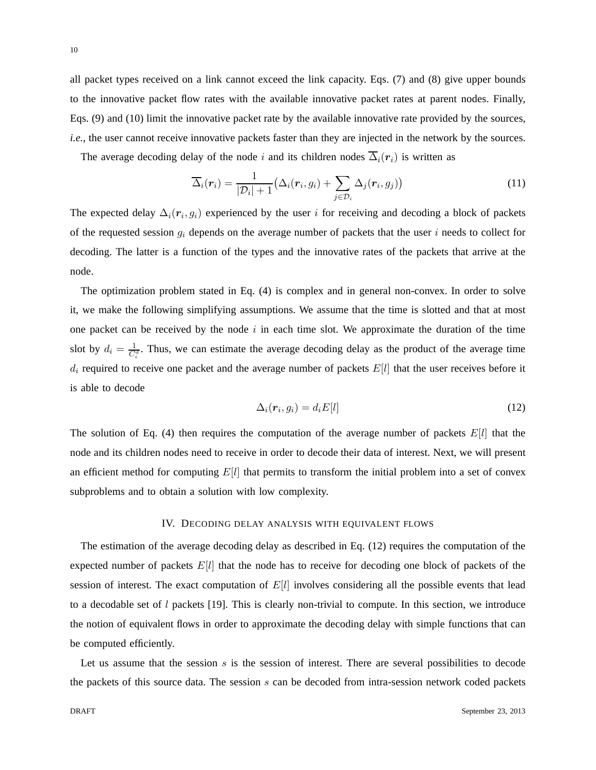all packet types received on a link cannot exceed the link capacity. Eqs. (7) and (8) give upper bounds to the innovative packet flow rates with the available innovative packet rates at parent nodes. Finally, Eqs. (9) and (10) limit the innovative packet rate by the available innovative rate provided by the sources, *i.e.*, the user cannot receive innovative packets faster than they are injected in the network by the sources.

The average decoding delay of the node $i$ and its children nodes $\overline{\Delta}_i(\boldsymbol{r}_i)$ is written as

$$\overline{\Delta}_i(\boldsymbol{r}_i) = \frac{1}{|\mathcal{D}_i|+1}\big(\Delta_i(\boldsymbol{r}_i, g_i) + \sum_{j\in\mathcal{D}_i}\Delta_j(\boldsymbol{r}_i, g_j)\big) \tag{11}$$

The expected delay $\Delta_i(\boldsymbol{r}_i, g_i)$ experienced by the user $i$ for receiving and decoding a block of packets of the requested session $g_i$ depends on the average number of packets that the user $i$ needs to collect for decoding. The latter is a function of the types and the innovative rates of the packets that arrive at the node.

The optimization problem stated in Eq. (4) is complex and in general non-convex. In order to solve it, we make the following simplifying assumptions. We assume that the time is slotted and that at most one packet can be received by the node $i$ in each time slot. We approximate the duration of the time slot by $d_i = \frac{1}{C_i^a}$. Thus, we can estimate the average decoding delay as the product of the average time $d_i$ required to receive one packet and the average number of packets $E[l]$ that the user receives before it is able to decode

$$\Delta_i(\boldsymbol{r}_i, g_i) = d_i E[l] \tag{12}$$

The solution of Eq. (4) then requires the computation of the average number of packets $E[l]$ that the node and its children nodes need to receive in order to decode their data of interest. Next, we will present an efficient method for computing $E[l]$ that permits to transform the initial problem into a set of convex subproblems and to obtain a solution with low complexity.

## IV. Decoding delay analysis with equivalent flows

The estimation of the average decoding delay as described in Eq. (12) requires the computation of the expected number of packets $E[l]$ that the node has to receive for decoding one block of packets of the session of interest. The exact computation of $E[l]$ involves considering all the possible events that lead to a decodable set of $l$ packets [19]. This is clearly non-trivial to compute. In this section, we introduce the notion of equivalent flows in order to approximate the decoding delay with simple functions that can be computed efficiently.

Let us assume that the session $s$ is the session of interest. There are several possibilities to decode the packets of this source data. The session $s$ can be decoded from intra-session network coded packets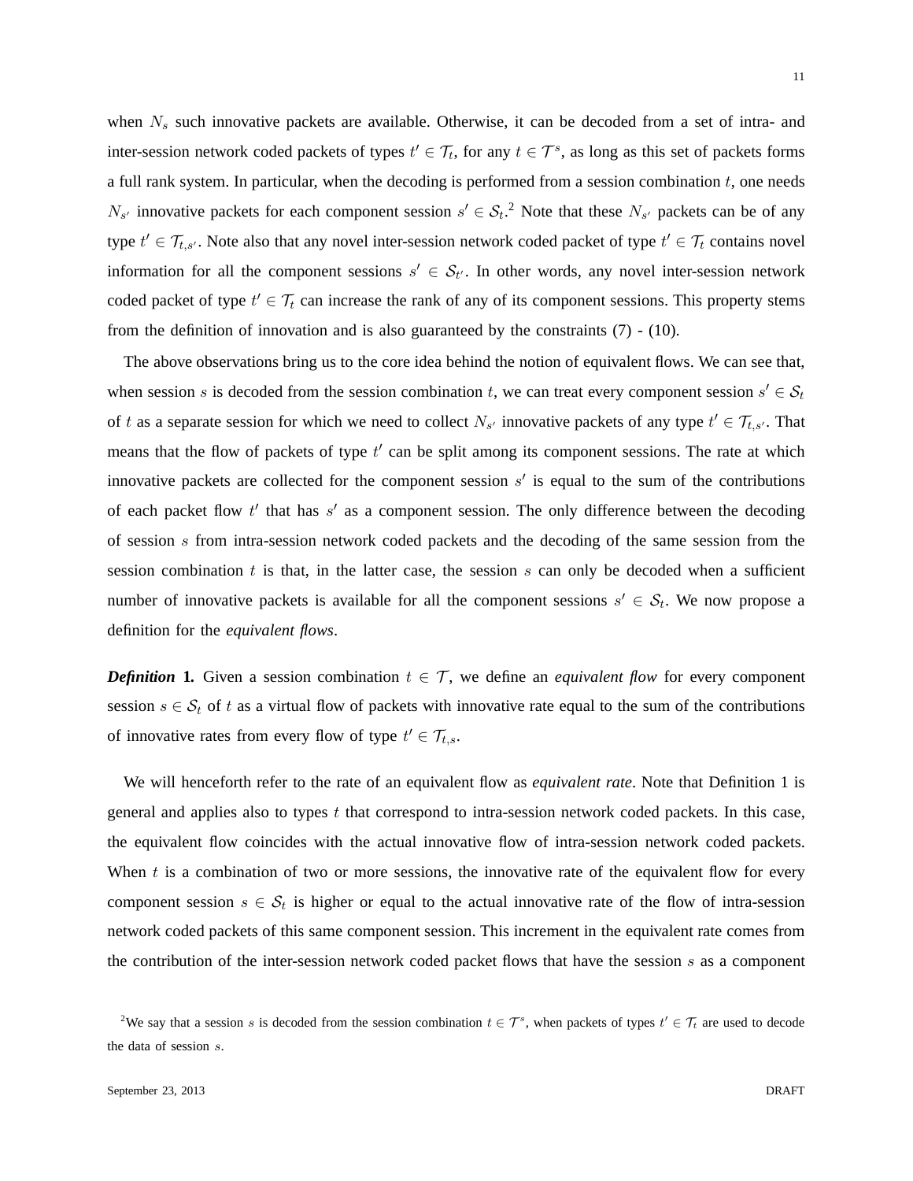when $N_s$ such innovative packets are available. Otherwise, it can be decoded from a set of intra- and inter-session network coded packets of types $t' \in \mathcal{T}_t$, for any $t \in \mathcal{T}^s$, as long as this set of packets forms a full rank system. In particular, when the decoding is performed from a session combination $t$, one needs $N_{s'}$ innovative packets for each component session $s' \in \mathcal{S}_t$.[2] Note that these $N_{s'}$ packets can be of any type $t' \in \mathcal{T}_{t,s'}$. Note also that any novel inter-session network coded packet of type $t' \in \mathcal{T}_t$ contains novel information for all the component sessions $s' \in \mathcal{S}_{t'}$. In other words, any novel inter-session network coded packet of type $t' \in \mathcal{T}_t$ can increase the rank of any of its component sessions. This property stems from the definition of innovation and is also guaranteed by the constraints (7) - (10).

The above observations bring us to the core idea behind the notion of equivalent flows. We can see that, when session $s$ is decoded from the session combination $t$, we can treat every component session $s' \in \mathcal{S}_t$ of $t$ as a separate session for which we need to collect $N_{s'}$ innovative packets of any type $t' \in \mathcal{T}_{t,s'}$. That means that the flow of packets of type $t'$ can be split among its component sessions. The rate at which innovative packets are collected for the component session $s'$ is equal to the sum of the contributions of each packet flow $t'$ that has $s'$ as a component session. The only difference between the decoding of session $s$ from intra-session network coded packets and the decoding of the same session from the session combination $t$ is that, in the latter case, the session $s$ can only be decoded when a sufficient number of innovative packets is available for all the component sessions $s' \in \mathcal{S}_t$. We now propose a definition for the *equivalent flows*.

***Definition* 1.** Given a session combination $t \in \mathcal{T}$, we define an *equivalent flow* for every component session $s \in \mathcal{S}_t$ of $t$ as a virtual flow of packets with innovative rate equal to the sum of the contributions of innovative rates from every flow of type $t' \in \mathcal{T}_{t,s}$.

We will henceforth refer to the rate of an equivalent flow as *equivalent rate*. Note that Definition 1 is general and applies also to types $t$ that correspond to intra-session network coded packets. In this case, the equivalent flow coincides with the actual innovative flow of intra-session network coded packets. When $t$ is a combination of two or more sessions, the innovative rate of the equivalent flow for every component session $s \in \mathcal{S}_t$ is higher or equal to the actual innovative rate of the flow of intra-session network coded packets of this same component session. This increment in the equivalent rate comes from the contribution of the inter-session network coded packet flows that have the session $s$ as a component

[2]We say that a session $s$ is decoded from the session combination $t \in \mathcal{T}^s$, when packets of types $t' \in \mathcal{T}_t$ are used to decode the data of session $s$.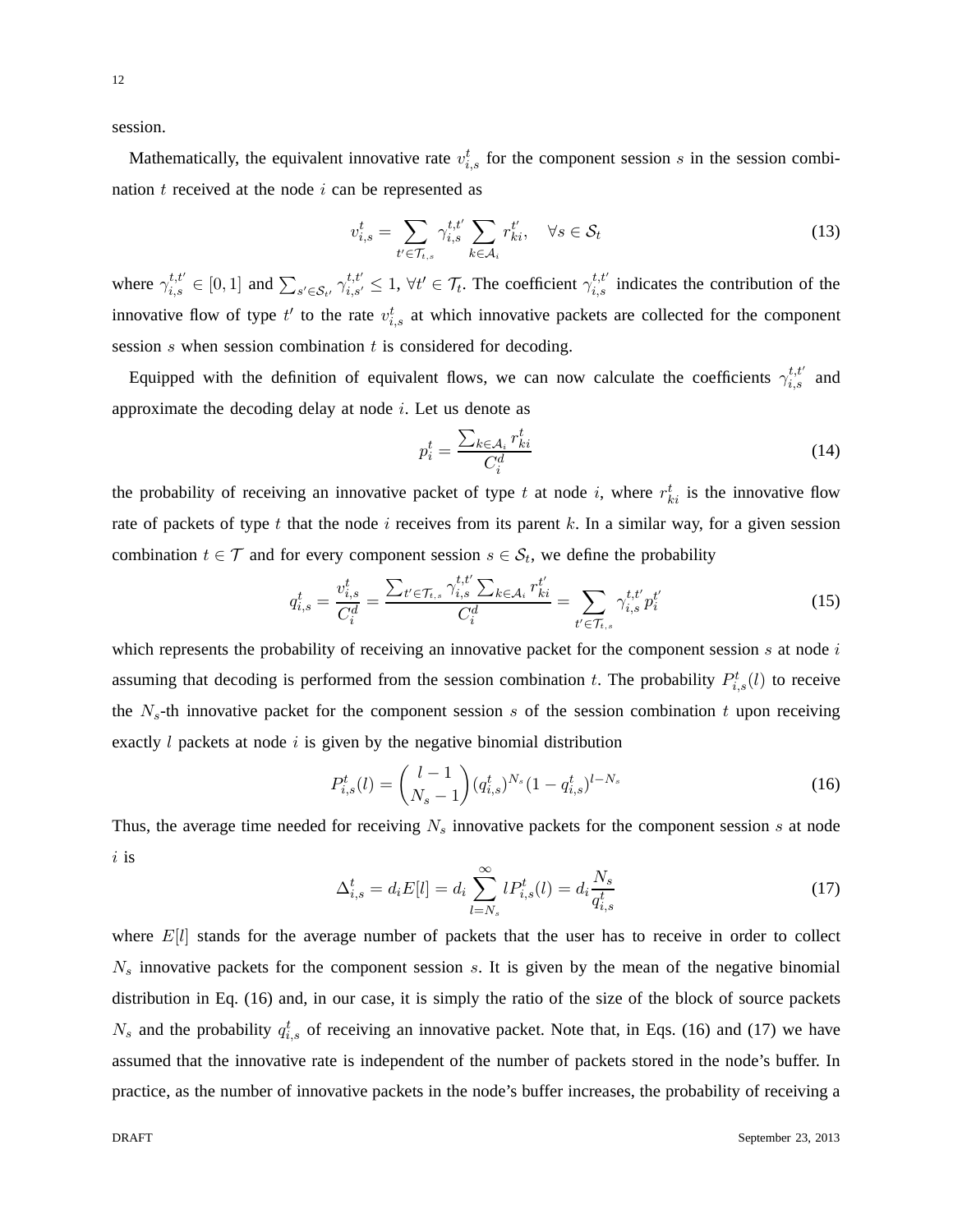session.

Mathematically, the equivalent innovative rate $v_{i,s}^t$ for the component session $s$ in the session combination $t$ received at the node $i$ can be represented as

$$v_{i,s}^t = \sum_{t' \in \mathcal{T}_{t,s}} \gamma_{i,s}^{t,t'} \sum_{k \in \mathcal{A}_i} r_{ki}^{t'}, \quad \forall s \in \mathcal{S}_t \tag{13}$$

where $\gamma_{i,s}^{t,t'} \in [0,1]$ and $\sum_{s' \in \mathcal{S}_{t'}} \gamma_{i,s'}^{t,t'} \leq 1$, $\forall t' \in \mathcal{T}_t$. The coefficient $\gamma_{i,s}^{t,t'}$ indicates the contribution of the innovative flow of type $t'$ to the rate $v_{i,s}^t$ at which innovative packets are collected for the component session $s$ when session combination $t$ is considered for decoding.

Equipped with the definition of equivalent flows, we can now calculate the coefficients $\gamma_{i,s}^{t,t'}$ and approximate the decoding delay at node $i$. Let us denote as

$$p_i^t = \frac{\sum_{k \in \mathcal{A}_i} r_{ki}^t}{C_i^d} \tag{14}$$

the probability of receiving an innovative packet of type $t$ at node $i$, where $r_{ki}^t$ is the innovative flow rate of packets of type $t$ that the node $i$ receives from its parent $k$. In a similar way, for a given session combination $t \in \mathcal{T}$ and for every component session $s \in \mathcal{S}_t$, we define the probability

$$q_{i,s}^t = \frac{v_{i,s}^t}{C_i^d} = \frac{\sum_{t' \in \mathcal{T}_{t,s}} \gamma_{i,s}^{t,t'} \sum_{k \in \mathcal{A}_i} r_{ki}^{t'}}{C_i^d} = \sum_{t' \in \mathcal{T}_{t,s}} \gamma_{i,s}^{t,t'} p_i^{t'} \tag{15}$$

which represents the probability of receiving an innovative packet for the component session $s$ at node $i$ assuming that decoding is performed from the session combination $t$. The probability $P_{i,s}^t(l)$ to receive the $N_s$-th innovative packet for the component session $s$ of the session combination $t$ upon receiving exactly $l$ packets at node $i$ is given by the negative binomial distribution

$$P_{i,s}^t(l) = \binom{l-1}{N_s - 1} (q_{i,s}^t)^{N_s} (1 - q_{i,s}^t)^{l - N_s} \tag{16}$$

Thus, the average time needed for receiving $N_s$ innovative packets for the component session $s$ at node $i$ is

$$\Delta_{i,s}^t = d_i E[l] = d_i \sum_{l=N_s}^{\infty} l P_{i,s}^t(l) = d_i \frac{N_s}{q_{i,s}^t} \tag{17}$$

where $E[l]$ stands for the average number of packets that the user has to receive in order to collect $N_s$ innovative packets for the component session $s$. It is given by the mean of the negative binomial distribution in Eq. (16) and, in our case, it is simply the ratio of the size of the block of source packets $N_s$ and the probability $q_{i,s}^t$ of receiving an innovative packet. Note that, in Eqs. (16) and (17) we have assumed that the innovative rate is independent of the number of packets stored in the node's buffer. In practice, as the number of innovative packets in the node's buffer increases, the probability of receiving a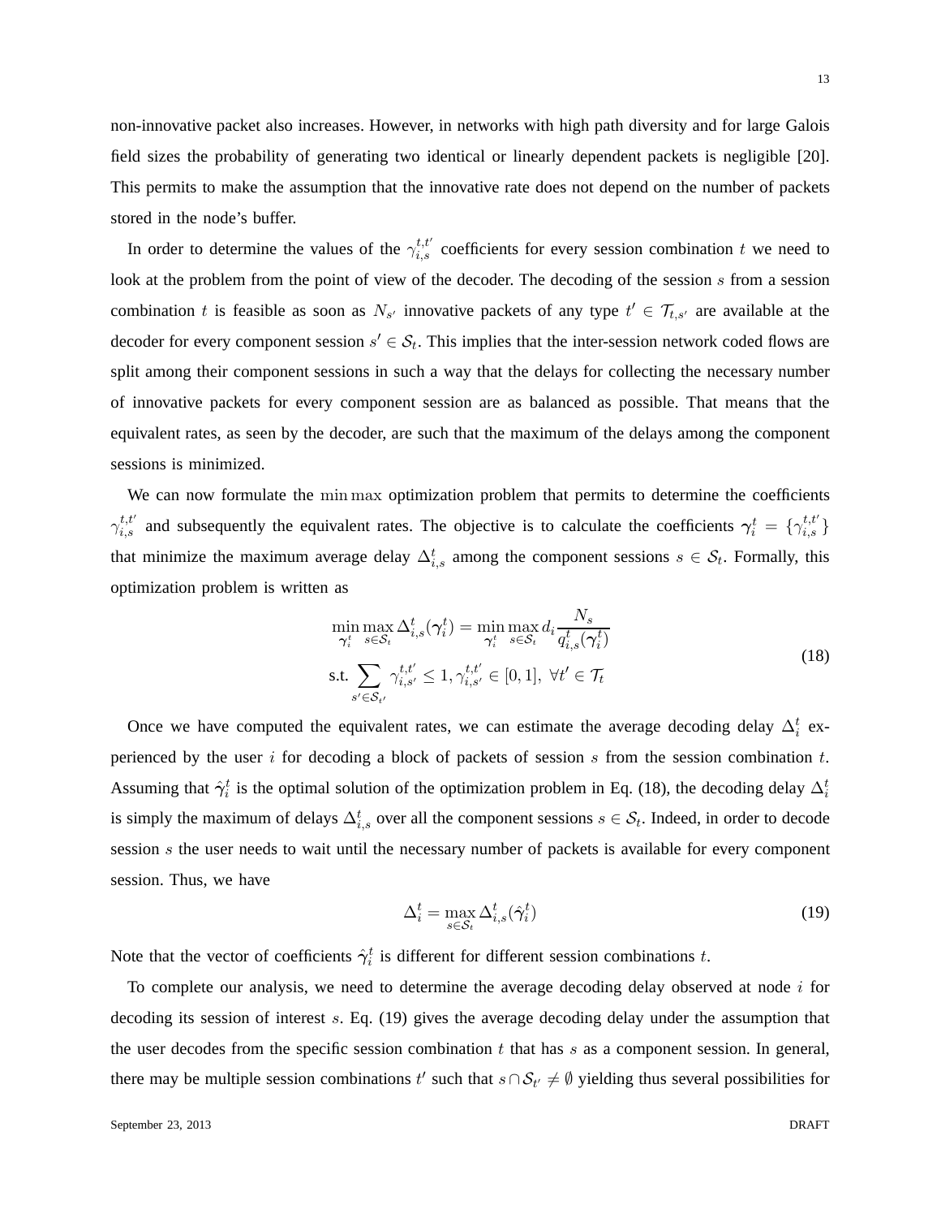non-innovative packet also increases. However, in networks with high path diversity and for large Galois field sizes the probability of generating two identical or linearly dependent packets is negligible [20]. This permits to make the assumption that the innovative rate does not depend on the number of packets stored in the node's buffer.

In order to determine the values of the $\gamma_{i,s}^{t,t'}$ coefficients for every session combination $t$ we need to look at the problem from the point of view of the decoder. The decoding of the session $s$ from a session combination $t$ is feasible as soon as $N_{s'}$ innovative packets of any type $t' \in \mathcal{T}_{t,s'}$ are available at the decoder for every component session $s' \in \mathcal{S}_t$. This implies that the inter-session network coded flows are split among their component sessions in such a way that the delays for collecting the necessary number of innovative packets for every component session are as balanced as possible. That means that the equivalent rates, as seen by the decoder, are such that the maximum of the delays among the component sessions is minimized.

We can now formulate the $\min\max$ optimization problem that permits to determine the coefficients $\gamma_{i,s}^{t,t'}$ and subsequently the equivalent rates. The objective is to calculate the coefficients $\boldsymbol{\gamma}_i^t = \{\gamma_{i,s}^{t,t'}\}$ that minimize the maximum average delay $\Delta_{i,s}^t$ among the component sessions $s \in \mathcal{S}_t$. Formally, this optimization problem is written as

$$
\begin{aligned}
&\min_{\boldsymbol{\gamma}_i^t} \max_{s \in \mathcal{S}_t} \Delta_{i,s}^t(\boldsymbol{\gamma}_i^t) = \min_{\boldsymbol{\gamma}_i^t} \max_{s \in \mathcal{S}_t} d_i \frac{N_s}{q_{i,s}^t(\boldsymbol{\gamma}_i^t)} \\
&\text{s.t.} \sum_{s' \in \mathcal{S}_{t'}} \gamma_{i,s'}^{t,t'} \leq 1, \gamma_{i,s'}^{t,t'} \in [0,1], \ \forall t' \in \mathcal{T}_t
\end{aligned}
\tag{18}
$$

Once we have computed the equivalent rates, we can estimate the average decoding delay $\Delta_i^t$ experienced by the user $i$ for decoding a block of packets of session $s$ from the session combination $t$. Assuming that $\hat{\boldsymbol{\gamma}}_i^t$ is the optimal solution of the optimization problem in Eq. (18), the decoding delay $\Delta_i^t$ is simply the maximum of delays $\Delta_{i,s}^t$ over all the component sessions $s \in \mathcal{S}_t$. Indeed, in order to decode session $s$ the user needs to wait until the necessary number of packets is available for every component session. Thus, we have

$$
\Delta_i^t = \max_{s \in \mathcal{S}_t} \Delta_{i,s}^t(\hat{\boldsymbol{\gamma}}_i^t) \tag{19}
$$

Note that the vector of coefficients $\hat{\boldsymbol{\gamma}}_i^t$ is different for different session combinations $t$.

To complete our analysis, we need to determine the average decoding delay observed at node $i$ for decoding its session of interest $s$. Eq. (19) gives the average decoding delay under the assumption that the user decodes from the specific session combination $t$ that has $s$ as a component session. In general, there may be multiple session combinations $t'$ such that $s \cap \mathcal{S}_{t'} \neq \emptyset$ yielding thus several possibilities for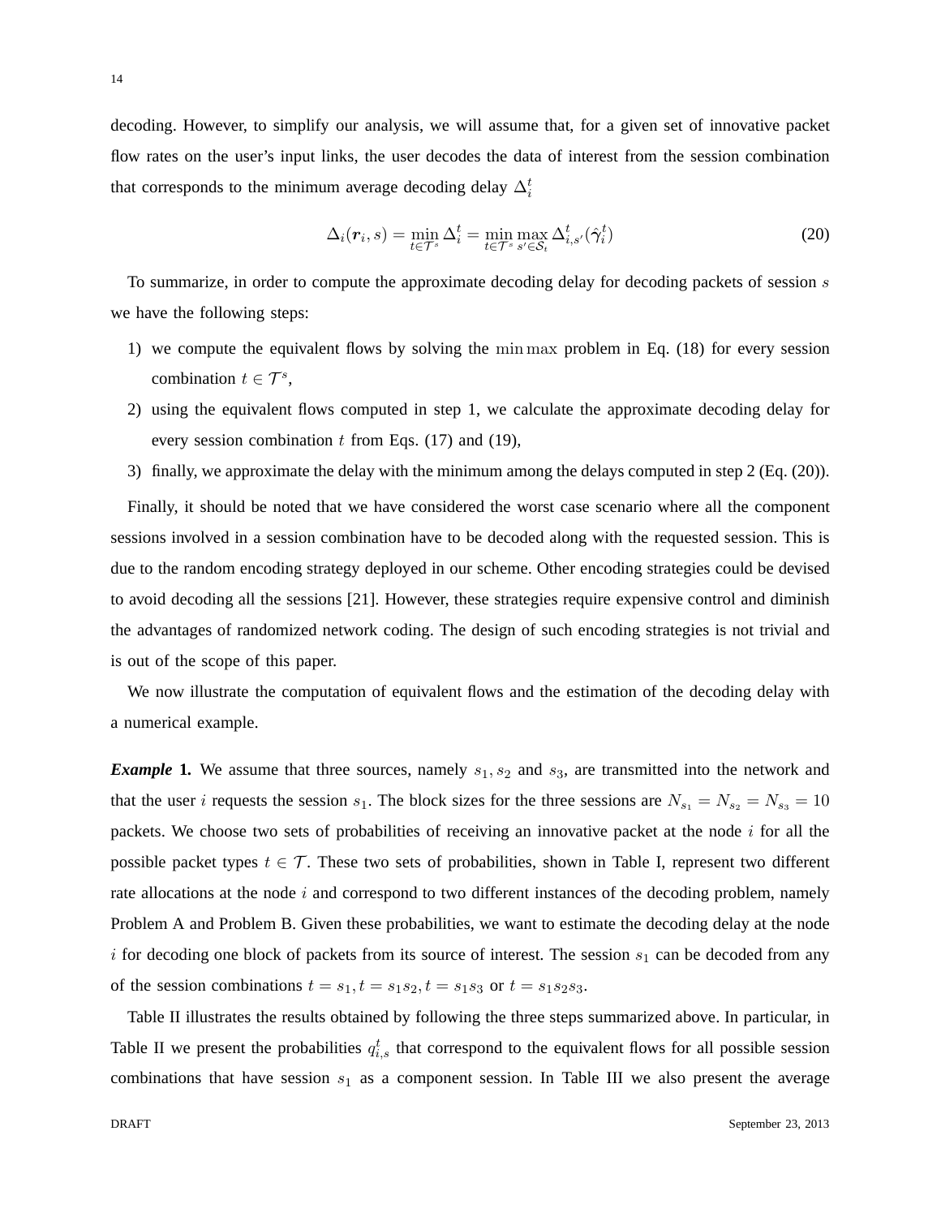decoding. However, to simplify our analysis, we will assume that, for a given set of innovative packet flow rates on the user's input links, the user decodes the data of interest from the session combination that corresponds to the minimum average decoding delay $\Delta_i^t$

$$\Delta_i(\boldsymbol{r}_i, s) = \min_{t \in \mathcal{T}^s} \Delta_i^t = \min_{t \in \mathcal{T}^s} \max_{s' \in \mathcal{S}_t} \Delta_{i,s'}^t(\hat{\gamma}_i^t) \tag{20}$$

To summarize, in order to compute the approximate decoding delay for decoding packets of session $s$ we have the following steps:

1) we compute the equivalent flows by solving the $\min\max$ problem in Eq. (18) for every session combination $t \in \mathcal{T}^s$,
2) using the equivalent flows computed in step 1, we calculate the approximate decoding delay for every session combination $t$ from Eqs. (17) and (19),
3) finally, we approximate the delay with the minimum among the delays computed in step 2 (Eq. (20)).

Finally, it should be noted that we have considered the worst case scenario where all the component sessions involved in a session combination have to be decoded along with the requested session. This is due to the random encoding strategy deployed in our scheme. Other encoding strategies could be devised to avoid decoding all the sessions [21]. However, these strategies require expensive control and diminish the advantages of randomized network coding. The design of such encoding strategies is not trivial and is out of the scope of this paper.

We now illustrate the computation of equivalent flows and the estimation of the decoding delay with a numerical example.

***Example* 1.** We assume that three sources, namely $s_1, s_2$ and $s_3$, are transmitted into the network and that the user $i$ requests the session $s_1$. The block sizes for the three sessions are $N_{s_1} = N_{s_2} = N_{s_3} = 10$ packets. We choose two sets of probabilities of receiving an innovative packet at the node $i$ for all the possible packet types $t \in \mathcal{T}$. These two sets of probabilities, shown in Table I, represent two different rate allocations at the node $i$ and correspond to two different instances of the decoding problem, namely Problem A and Problem B. Given these probabilities, we want to estimate the decoding delay at the node $i$ for decoding one block of packets from its source of interest. The session $s_1$ can be decoded from any of the session combinations $t = s_1, t = s_1s_2, t = s_1s_3$ or $t = s_1s_2s_3$.

Table II illustrates the results obtained by following the three steps summarized above. In particular, in Table II we present the probabilities $q_{i,s}^t$ that correspond to the equivalent flows for all possible session combinations that have session $s_1$ as a component session. In Table III we also present the average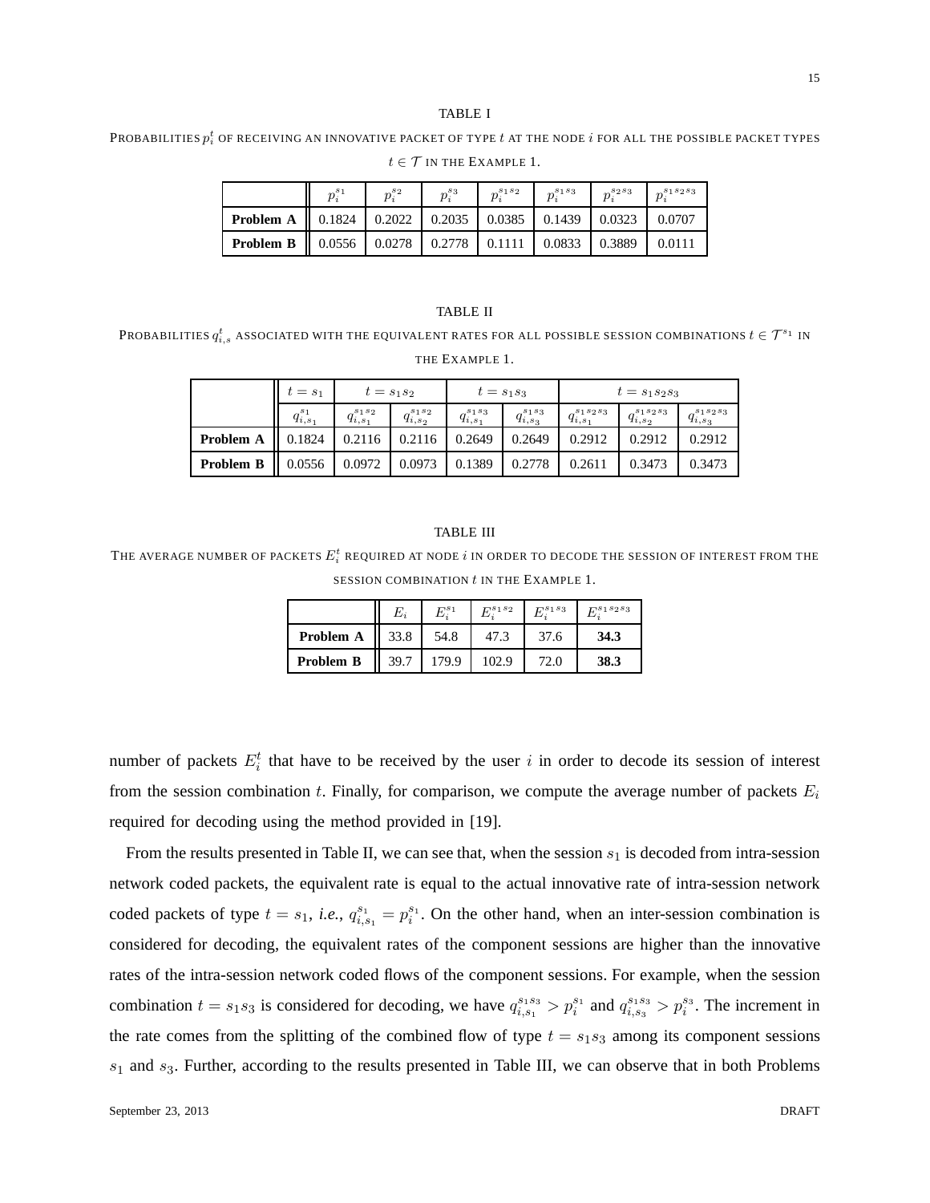TABLE I

PROBABILITIES $p_i^t$ OF RECEIVING AN INNOVATIVE PACKET OF TYPE $t$ AT THE NODE $i$ FOR ALL THE POSSIBLE PACKET TYPES $t \in \mathcal{T}$ IN THE EXAMPLE 1.

| | $p_i^{s_1}$ | $p_i^{s_2}$ | $p_i^{s_3}$ | $p_i^{s_1 s_2}$ | $p_i^{s_1 s_3}$ | $p_i^{s_2 s_3}$ | $p_i^{s_1 s_2 s_3}$ |
|---|---|---|---|---|---|---|---|
| **Problem A** | 0.1824 | 0.2022 | 0.2035 | 0.0385 | 0.1439 | 0.0323 | 0.0707 |
| **Problem B** | 0.0556 | 0.0278 | 0.2778 | 0.1111 | 0.0833 | 0.3889 | 0.0111 |

TABLE II

PROBABILITIES $q_{i,s}^t$ ASSOCIATED WITH THE EQUIVALENT RATES FOR ALL POSSIBLE SESSION COMBINATIONS $t \in \mathcal{T}^{s_1}$ IN THE EXAMPLE 1.

| | $t = s_1$ | $t = s_1 s_2$ | | $t = s_1 s_3$ | | $t = s_1 s_2 s_3$ | | |
|---|---|---|---|---|---|---|---|---|
| | $q_{i,s_1}^{s_1}$ | $q_{i,s_1}^{s_1 s_2}$ | $q_{i,s_2}^{s_1 s_2}$ | $q_{i,s_1}^{s_1 s_3}$ | $q_{i,s_3}^{s_1 s_3}$ | $q_{i,s_1}^{s_1 s_2 s_3}$ | $q_{i,s_2}^{s_1 s_2 s_3}$ | $q_{i,s_3}^{s_1 s_2 s_3}$ |
| **Problem A** | 0.1824 | 0.2116 | 0.2116 | 0.2649 | 0.2649 | 0.2912 | 0.2912 | 0.2912 |
| **Problem B** | 0.0556 | 0.0972 | 0.0973 | 0.1389 | 0.2778 | 0.2611 | 0.3473 | 0.3473 |

TABLE III

THE AVERAGE NUMBER OF PACKETS $E_i^t$ REQUIRED AT NODE $i$ IN ORDER TO DECODE THE SESSION OF INTEREST FROM THE SESSION COMBINATION $t$ IN THE EXAMPLE 1.

| | $E_i$ | $E_i^{s_1}$ | $E_i^{s_1 s_2}$ | $E_i^{s_1 s_3}$ | $E_i^{s_1 s_2 s_3}$ |
|---|---|---|---|---|---|
| **Problem A** | 33.8 | 54.8 | 47.3 | 37.6 | **34.3** |
| **Problem B** | 39.7 | 179.9 | 102.9 | 72.0 | **38.3** |

number of packets $E_i^t$ that have to be received by the user $i$ in order to decode its session of interest from the session combination $t$. Finally, for comparison, we compute the average number of packets $E_i$ required for decoding using the method provided in [19].

From the results presented in Table II, we can see that, when the session $s_1$ is decoded from intra-session network coded packets, the equivalent rate is equal to the actual innovative rate of intra-session network coded packets of type $t = s_1$, *i.e.*, $q_{i,s_1}^{s_1} = p_i^{s_1}$. On the other hand, when an inter-session combination is considered for decoding, the equivalent rates of the component sessions are higher than the innovative rates of the intra-session network coded flows of the component sessions. For example, when the session combination $t = s_1 s_3$ is considered for decoding, we have $q_{i,s_1}^{s_1 s_3} > p_i^{s_1}$ and $q_{i,s_3}^{s_1 s_3} > p_i^{s_3}$. The increment in the rate comes from the splitting of the combined flow of type $t = s_1 s_3$ among its component sessions $s_1$ and $s_3$. Further, according to the results presented in Table III, we can observe that in both Problems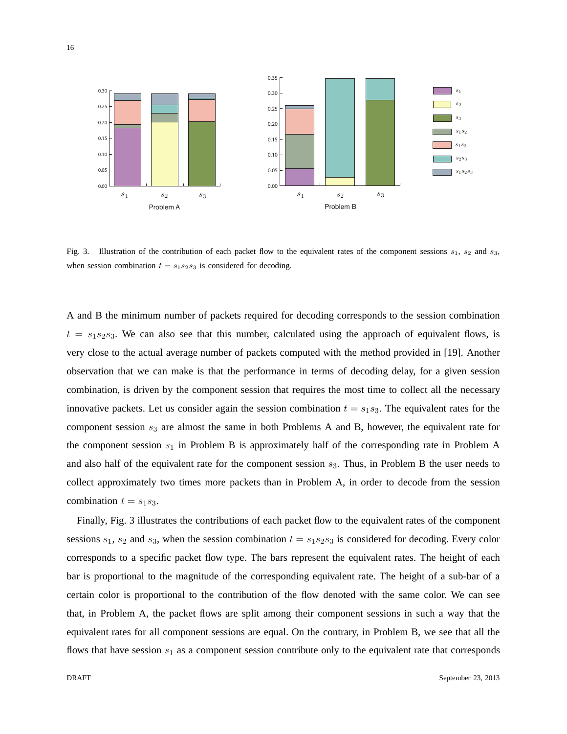Fig. 3. Illustration of the contribution of each packet flow to the equivalent rates of the component sessions $s_1$, $s_2$ and $s_3$, when session combination $t = s_1 s_2 s_3$ is considered for decoding.

A and B the minimum number of packets required for decoding corresponds to the session combination $t = s_1 s_2 s_3$. We can also see that this number, calculated using the approach of equivalent flows, is very close to the actual average number of packets computed with the method provided in [19]. Another observation that we can make is that the performance in terms of decoding delay, for a given session combination, is driven by the component session that requires the most time to collect all the necessary innovative packets. Let us consider again the session combination $t = s_1 s_3$. The equivalent rates for the component session $s_3$ are almost the same in both Problems A and B, however, the equivalent rate for the component session $s_1$ in Problem B is approximately half of the corresponding rate in Problem A and also half of the equivalent rate for the component session $s_3$. Thus, in Problem B the user needs to collect approximately two times more packets than in Problem A, in order to decode from the session combination $t = s_1 s_3$.

Finally, Fig. 3 illustrates the contributions of each packet flow to the equivalent rates of the component sessions $s_1$, $s_2$ and $s_3$, when the session combination $t = s_1 s_2 s_3$ is considered for decoding. Every color corresponds to a specific packet flow type. The bars represent the equivalent rates. The height of each bar is proportional to the magnitude of the corresponding equivalent rate. The height of a sub-bar of a certain color is proportional to the contribution of the flow denoted with the same color. We can see that, in Problem A, the packet flows are split among their component sessions in such a way that the equivalent rates for all component sessions are equal. On the contrary, in Problem B, we see that all the flows that have session $s_1$ as a component session contribute only to the equivalent rate that corresponds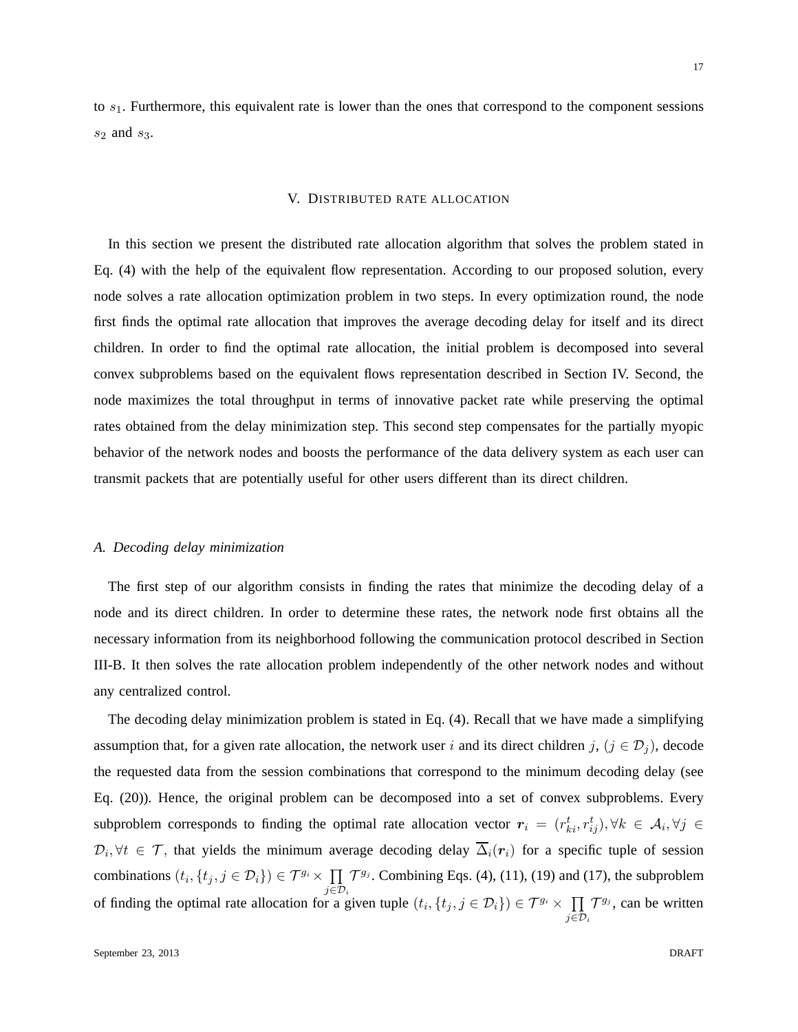to $s_1$. Furthermore, this equivalent rate is lower than the ones that correspond to the component sessions $s_2$ and $s_3$.

## V. Distributed rate allocation

In this section we present the distributed rate allocation algorithm that solves the problem stated in Eq. (4) with the help of the equivalent flow representation. According to our proposed solution, every node solves a rate allocation optimization problem in two steps. In every optimization round, the node first finds the optimal rate allocation that improves the average decoding delay for itself and its direct children. In order to find the optimal rate allocation, the initial problem is decomposed into several convex subproblems based on the equivalent flows representation described in Section IV. Second, the node maximizes the total throughput in terms of innovative packet rate while preserving the optimal rates obtained from the delay minimization step. This second step compensates for the partially myopic behavior of the network nodes and boosts the performance of the data delivery system as each user can transmit packets that are potentially useful for other users different than its direct children.

### *A. Decoding delay minimization*

The first step of our algorithm consists in finding the rates that minimize the decoding delay of a node and its direct children. In order to determine these rates, the network node first obtains all the necessary information from its neighborhood following the communication protocol described in Section III-B. It then solves the rate allocation problem independently of the other network nodes and without any centralized control.

The decoding delay minimization problem is stated in Eq. (4). Recall that we have made a simplifying assumption that, for a given rate allocation, the network user $i$ and its direct children $j$, $(j \in \mathcal{D}_j)$, decode the requested data from the session combinations that correspond to the minimum decoding delay (see Eq. (20)). Hence, the original problem can be decomposed into a set of convex subproblems. Every subproblem corresponds to finding the optimal rate allocation vector $\boldsymbol{r}_i = (r_{ki}^t, r_{ij}^t), \forall k \in \mathcal{A}_i, \forall j \in \mathcal{D}_i, \forall t \in \mathcal{T}$, that yields the minimum average decoding delay $\overline{\Delta}_i(\boldsymbol{r}_i)$ for a specific tuple of session combinations $(t_i, \{t_j, j \in \mathcal{D}_i\}) \in \mathcal{T}^{g_i} \times \prod_{j \in \mathcal{D}_i} \mathcal{T}^{g_j}$. Combining Eqs. (4), (11), (19) and (17), the subproblem of finding the optimal rate allocation for a given tuple $(t_i, \{t_j, j \in \mathcal{D}_i\}) \in \mathcal{T}^{g_i} \times \prod_{j \in \mathcal{D}_i} \mathcal{T}^{g_j}$, can be written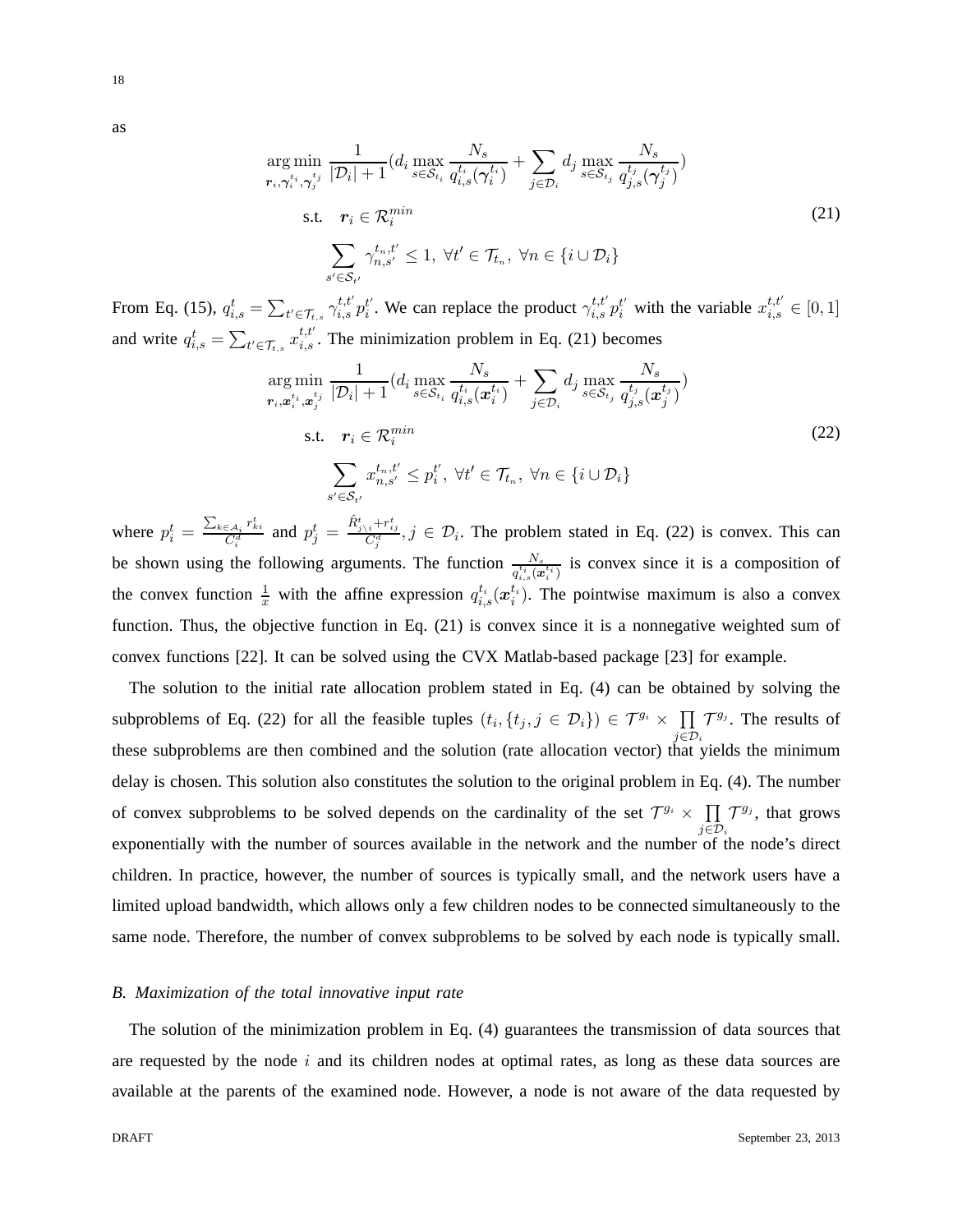as

$$
\begin{aligned}
&\underset{\boldsymbol{r}_i, \boldsymbol{\gamma}_i^{t_i}, \boldsymbol{\gamma}_j^{t_j}}{\arg\min} \ \frac{1}{|\mathcal{D}_i|+1}\left(d_i \max_{s \in \mathcal{S}_{t_i}} \frac{N_s}{q_{i,s}^{t_i}(\boldsymbol{\gamma}_i^{t_i})} + \sum_{j \in \mathcal{D}_i} d_j \max_{s \in \mathcal{S}_{t_j}} \frac{N_s}{q_{j,s}^{t_j}(\boldsymbol{\gamma}_j^{t_j})}\right) \\
&\quad \text{s.t.} \quad \boldsymbol{r}_i \in \mathcal{R}_i^{min} \\
&\quad \sum_{s' \in \mathcal{S}_{t'}} \gamma_{n,s'}^{t_n,t'} \leq 1, \ \forall t' \in \mathcal{T}_{t_n}, \ \forall n \in \{i \cup \mathcal{D}_i\}
\end{aligned} \tag{21}
$$

From Eq. (15), $q_{i,s}^t = \sum_{t' \in \mathcal{T}_{t,s}} \gamma_{i,s}^{t,t'} p_i^{t'}$. We can replace the product $\gamma_{i,s}^{t,t'} p_i^{t'}$ with the variable $x_{i,s}^{t,t'} \in [0,1]$ and write $q_{i,s}^t = \sum_{t' \in \mathcal{T}_{t,s}} x_{i,s}^{t,t'}$. The minimization problem in Eq. (21) becomes

$$
\begin{aligned}
&\underset{\boldsymbol{r}_i, \boldsymbol{x}_i^{t_i}, \boldsymbol{x}_j^{t_j}}{\arg\min} \ \frac{1}{|\mathcal{D}_i|+1}\left(d_i \max_{s \in \mathcal{S}_{t_i}} \frac{N_s}{q_{i,s}^{t_i}(\boldsymbol{x}_i^{t_i})} + \sum_{j \in \mathcal{D}_i} d_j \max_{s \in \mathcal{S}_{t_j}} \frac{N_s}{q_{j,s}^{t_j}(\boldsymbol{x}_j^{t_j})}\right) \\
&\quad \text{s.t.} \quad \boldsymbol{r}_i \in \mathcal{R}_i^{min} \\
&\quad \sum_{s' \in \mathcal{S}_{t'}} x_{n,s'}^{t_n,t'} \leq p_i^{t'}, \ \forall t' \in \mathcal{T}_{t_n}, \ \forall n \in \{i \cup \mathcal{D}_i\}
\end{aligned} \tag{22}
$$

where $p_i^t = \frac{\sum_{k \in \mathcal{A}_i} r_{ki}^t}{C_i^d}$ and $p_j^t = \frac{\hat{R}_{j \setminus i}^t + r_{ij}^t}{C_j^d}, j \in \mathcal{D}_i$. The problem stated in Eq. (22) is convex. This can be shown using the following arguments. The function $\frac{N_s}{q_{i,s}^{t_i}(\boldsymbol{x}_i^{t_i})}$ is convex since it is a composition of the convex function $\frac{1}{x}$ with the affine expression $q_{i,s}^{t_i}(\boldsymbol{x}_i^{t_i})$. The pointwise maximum is also a convex function. Thus, the objective function in Eq. (21) is convex since it is a nonnegative weighted sum of convex functions [22]. It can be solved using the CVX Matlab-based package [23] for example.

The solution to the initial rate allocation problem stated in Eq. (4) can be obtained by solving the subproblems of Eq. (22) for all the feasible tuples $(t_i, \{t_j, j \in \mathcal{D}_i\}) \in \mathcal{T}^{g_i} \times \prod_{j \in \mathcal{D}_i} \mathcal{T}^{g_j}$. The results of these subproblems are then combined and the solution (rate allocation vector) that yields the minimum delay is chosen. This solution also constitutes the solution to the original problem in Eq. (4). The number of convex subproblems to be solved depends on the cardinality of the set $\mathcal{T}^{g_i} \times \prod_{j \in \mathcal{D}_i} \mathcal{T}^{g_j}$, that grows exponentially with the number of sources available in the network and the number of the node's direct children. In practice, however, the number of sources is typically small, and the network users have a limited upload bandwidth, which allows only a few children nodes to be connected simultaneously to the same node. Therefore, the number of convex subproblems to be solved by each node is typically small.

### *B. Maximization of the total innovative input rate*

The solution of the minimization problem in Eq. (4) guarantees the transmission of data sources that are requested by the node $i$ and its children nodes at optimal rates, as long as these data sources are available at the parents of the examined node. However, a node is not aware of the data requested by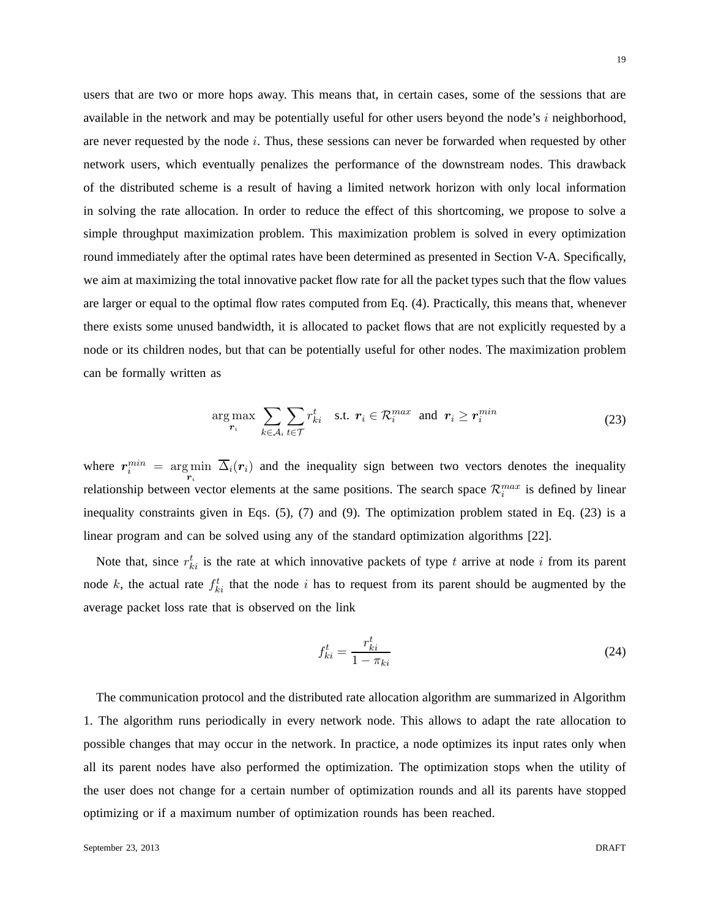users that are two or more hops away. This means that, in certain cases, some of the sessions that are available in the network and may be potentially useful for other users beyond the node's $i$ neighborhood, are never requested by the node $i$. Thus, these sessions can never be forwarded when requested by other network users, which eventually penalizes the performance of the downstream nodes. This drawback of the distributed scheme is a result of having a limited network horizon with only local information in solving the rate allocation. In order to reduce the effect of this shortcoming, we propose to solve a simple throughput maximization problem. This maximization problem is solved in every optimization round immediately after the optimal rates have been determined as presented in Section V-A. Specifically, we aim at maximizing the total innovative packet flow rate for all the packet types such that the flow values are larger or equal to the optimal flow rates computed from Eq. (4). Practically, this means that, whenever there exists some unused bandwidth, it is allocated to packet flows that are not explicitly requested by a node or its children nodes, but that can be potentially useful for other nodes. The maximization problem can be formally written as

$$\arg\max_{\boldsymbol{r}_i} \sum_{k \in \mathcal{A}_i} \sum_{t \in \mathcal{T}} r_{ki}^t \quad \text{s.t. } \boldsymbol{r}_i \in \mathcal{R}_i^{max} \text{ and } \boldsymbol{r}_i \geq \boldsymbol{r}_i^{min} \tag{23}$$

where $\boldsymbol{r}_i^{min} = \arg\min_{\boldsymbol{r}_i} \overline{\Delta}_i(\boldsymbol{r}_i)$ and the inequality sign between two vectors denotes the inequality relationship between vector elements at the same positions. The search space $\mathcal{R}_i^{max}$ is defined by linear inequality constraints given in Eqs. (5), (7) and (9). The optimization problem stated in Eq. (23) is a linear program and can be solved using any of the standard optimization algorithms [22].

Note that, since $r_{ki}^t$ is the rate at which innovative packets of type $t$ arrive at node $i$ from its parent node $k$, the actual rate $f_{ki}^t$ that the node $i$ has to request from its parent should be augmented by the average packet loss rate that is observed on the link

$$f_{ki}^t = \frac{r_{ki}^t}{1 - \pi_{ki}} \tag{24}$$

The communication protocol and the distributed rate allocation algorithm are summarized in Algorithm 1. The algorithm runs periodically in every network node. This allows to adapt the rate allocation to possible changes that may occur in the network. In practice, a node optimizes its input rates only when all its parent nodes have also performed the optimization. The optimization stops when the utility of the user does not change for a certain number of optimization rounds and all its parents have stopped optimizing or if a maximum number of optimization rounds has been reached.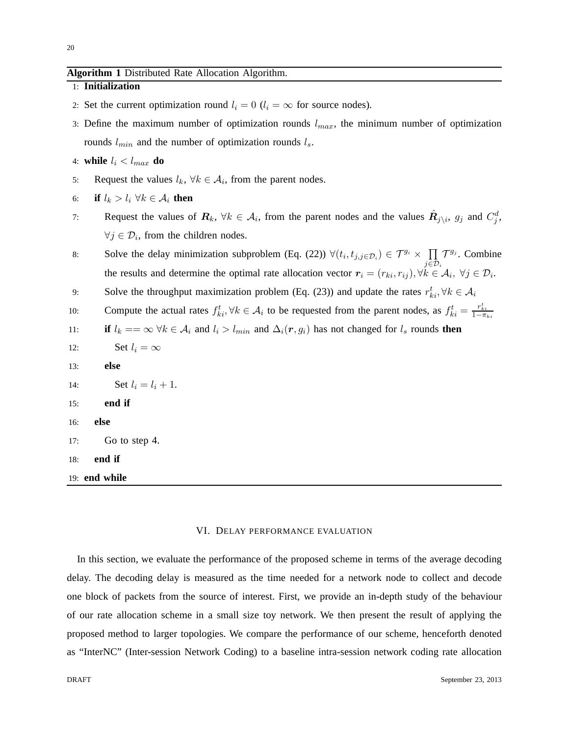**Algorithm 1** Distributed Rate Allocation Algorithm.

```
1:  Initialization
2:  Set the current optimization round l_i = 0 (l_i = ∞ for source nodes).
3:  Define the maximum number of optimization rounds l_max, the minimum number of optimization
    rounds l_min and the number of optimization rounds l_s.
4:  while l_i < l_max do
5:      Request the values l_k, ∀k ∈ A_i, from the parent nodes.
6:      if l_k > l_i ∀k ∈ A_i then
7:          Request the values of R_k, ∀k ∈ A_i, from the parent nodes and the values R̂_{j\i}, g_j and C_j^d,
            ∀j ∈ D_i, from the children nodes.
8:          Solve the delay minimization subproblem (Eq. (22)) ∀(t_i, t_{j,j∈D_i}) ∈ T^{g_i} × ∏_{j∈D_i} T^{g_j}. Combine
            the results and determine the optimal rate allocation vector r_i = (r_ki, r_ij), ∀k ∈ A_i, ∀j ∈ D_i.
9:          Solve the throughput maximization problem (Eq. (23)) and update the rates r^t_ki, ∀k ∈ A_i
10:         Compute the actual rates f^t_ki, ∀k ∈ A_i to be requested from the parent nodes, as f^t_ki = r^t_ki / (1 − π_ki)
11:         if l_k == ∞ ∀k ∈ A_i and l_i > l_min and Δ_i(r, g_i) has not changed for l_s rounds then
12:             Set l_i = ∞
13:         else
14:             Set l_i = l_i + 1.
15:         end if
16:     else
17:         Go to step 4.
18:     end if
19: end while
```

## VI. Delay performance evaluation

In this section, we evaluate the performance of the proposed scheme in terms of the average decoding delay. The decoding delay is measured as the time needed for a network node to collect and decode one block of packets from the source of interest. First, we provide an in-depth study of the behaviour of our rate allocation scheme in a small size toy network. We then present the result of applying the proposed method to larger topologies. We compare the performance of our scheme, henceforth denoted as "InterNC" (Inter-session Network Coding) to a baseline intra-session network coding rate allocation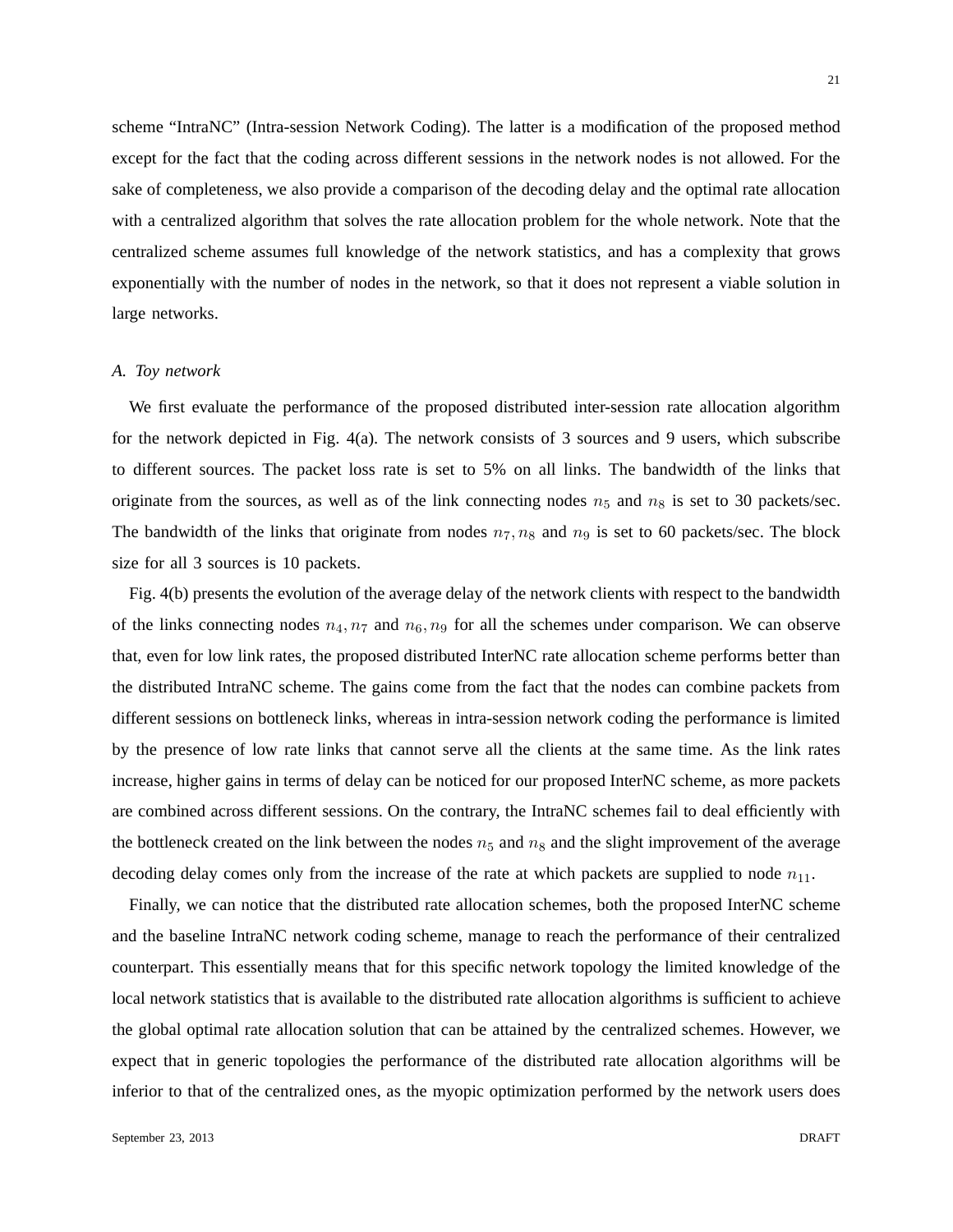scheme “IntraNC” (Intra-session Network Coding). The latter is a modification of the proposed method except for the fact that the coding across different sessions in the network nodes is not allowed. For the sake of completeness, we also provide a comparison of the decoding delay and the optimal rate allocation with a centralized algorithm that solves the rate allocation problem for the whole network. Note that the centralized scheme assumes full knowledge of the network statistics, and has a complexity that grows exponentially with the number of nodes in the network, so that it does not represent a viable solution in large networks.

### *A. Toy network*

We first evaluate the performance of the proposed distributed inter-session rate allocation algorithm for the network depicted in Fig. 4(a). The network consists of 3 sources and 9 users, which subscribe to different sources. The packet loss rate is set to 5% on all links. The bandwidth of the links that originate from the sources, as well as of the link connecting nodes $n_5$ and $n_8$ is set to 30 packets/sec. The bandwidth of the links that originate from nodes $n_7, n_8$ and $n_9$ is set to 60 packets/sec. The block size for all 3 sources is 10 packets.

Fig. 4(b) presents the evolution of the average delay of the network clients with respect to the bandwidth of the links connecting nodes $n_4, n_7$ and $n_6, n_9$ for all the schemes under comparison. We can observe that, even for low link rates, the proposed distributed InterNC rate allocation scheme performs better than the distributed IntraNC scheme. The gains come from the fact that the nodes can combine packets from different sessions on bottleneck links, whereas in intra-session network coding the performance is limited by the presence of low rate links that cannot serve all the clients at the same time. As the link rates increase, higher gains in terms of delay can be noticed for our proposed InterNC scheme, as more packets are combined across different sessions. On the contrary, the IntraNC schemes fail to deal efficiently with the bottleneck created on the link between the nodes $n_5$ and $n_8$ and the slight improvement of the average decoding delay comes only from the increase of the rate at which packets are supplied to node $n_{11}$.

Finally, we can notice that the distributed rate allocation schemes, both the proposed InterNC scheme and the baseline IntraNC network coding scheme, manage to reach the performance of their centralized counterpart. This essentially means that for this specific network topology the limited knowledge of the local network statistics that is available to the distributed rate allocation algorithms is sufficient to achieve the global optimal rate allocation solution that can be attained by the centralized schemes. However, we expect that in generic topologies the performance of the distributed rate allocation algorithms will be inferior to that of the centralized ones, as the myopic optimization performed by the network users does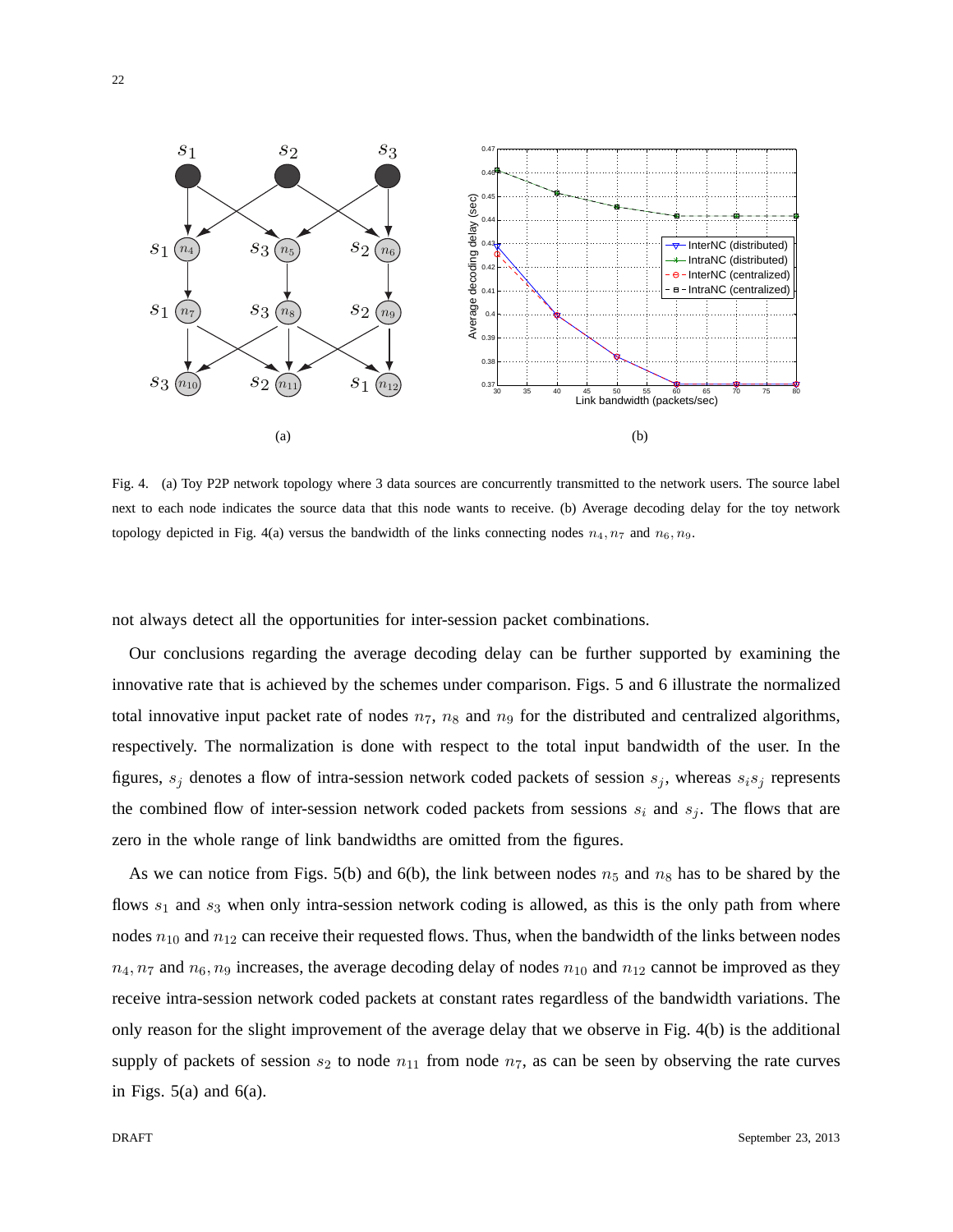Fig. 4. (a) Toy P2P network topology where 3 data sources are concurrently transmitted to the network users. The source label next to each node indicates the source data that this node wants to receive. (b) Average decoding delay for the toy network topology depicted in Fig. 4(a) versus the bandwidth of the links connecting nodes $n_4, n_7$ and $n_6, n_9$.

not always detect all the opportunities for inter-session packet combinations.

Our conclusions regarding the average decoding delay can be further supported by examining the innovative rate that is achieved by the schemes under comparison. Figs. 5 and 6 illustrate the normalized total innovative input packet rate of nodes $n_7$, $n_8$ and $n_9$ for the distributed and centralized algorithms, respectively. The normalization is done with respect to the total input bandwidth of the user. In the figures, $s_j$ denotes a flow of intra-session network coded packets of session $s_j$, whereas $s_i s_j$ represents the combined flow of inter-session network coded packets from sessions $s_i$ and $s_j$. The flows that are zero in the whole range of link bandwidths are omitted from the figures.

As we can notice from Figs. 5(b) and 6(b), the link between nodes $n_5$ and $n_8$ has to be shared by the flows $s_1$ and $s_3$ when only intra-session network coding is allowed, as this is the only path from where nodes $n_{10}$ and $n_{12}$ can receive their requested flows. Thus, when the bandwidth of the links between nodes $n_4, n_7$ and $n_6, n_9$ increases, the average decoding delay of nodes $n_{10}$ and $n_{12}$ cannot be improved as they receive intra-session network coded packets at constant rates regardless of the bandwidth variations. The only reason for the slight improvement of the average delay that we observe in Fig. 4(b) is the additional supply of packets of session $s_2$ to node $n_{11}$ from node $n_7$, as can be seen by observing the rate curves in Figs. 5(a) and 6(a).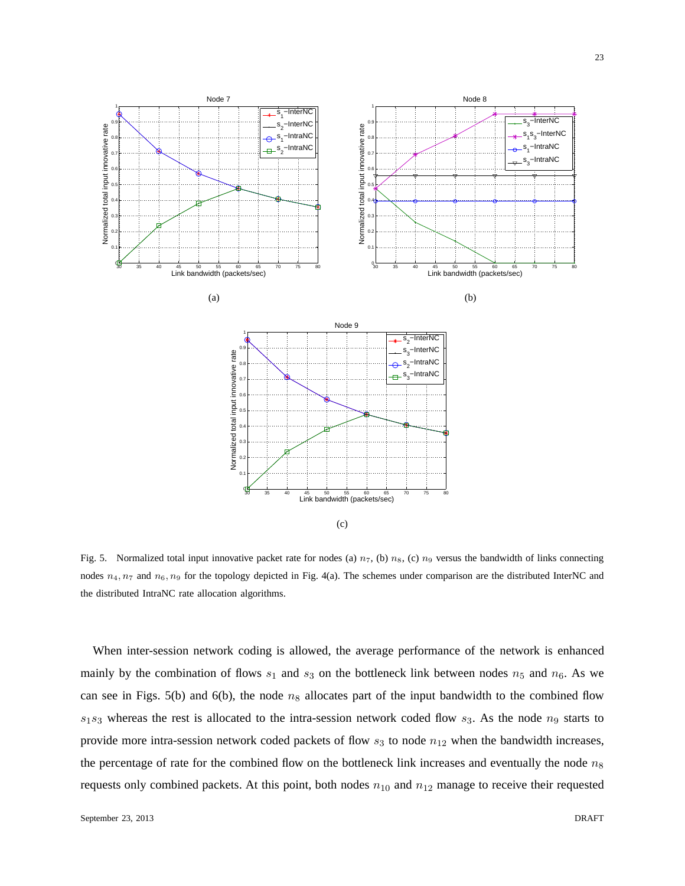Fig. 5. Normalized total input innovative packet rate for nodes (a) $n_7$, (b) $n_8$, (c) $n_9$ versus the bandwidth of links connecting nodes $n_4, n_7$ and $n_6, n_9$ for the topology depicted in Fig. 4(a). The schemes under comparison are the distributed InterNC and the distributed IntraNC rate allocation algorithms.

When inter-session network coding is allowed, the average performance of the network is enhanced mainly by the combination of flows $s_1$ and $s_3$ on the bottleneck link between nodes $n_5$ and $n_6$. As we can see in Figs. 5(b) and 6(b), the node $n_8$ allocates part of the input bandwidth to the combined flow $s_1s_3$ whereas the rest is allocated to the intra-session network coded flow $s_3$. As the node $n_9$ starts to provide more intra-session network coded packets of flow $s_3$ to node $n_{12}$ when the bandwidth increases, the percentage of rate for the combined flow on the bottleneck link increases and eventually the node $n_8$ requests only combined packets. At this point, both nodes $n_{10}$ and $n_{12}$ manage to receive their requested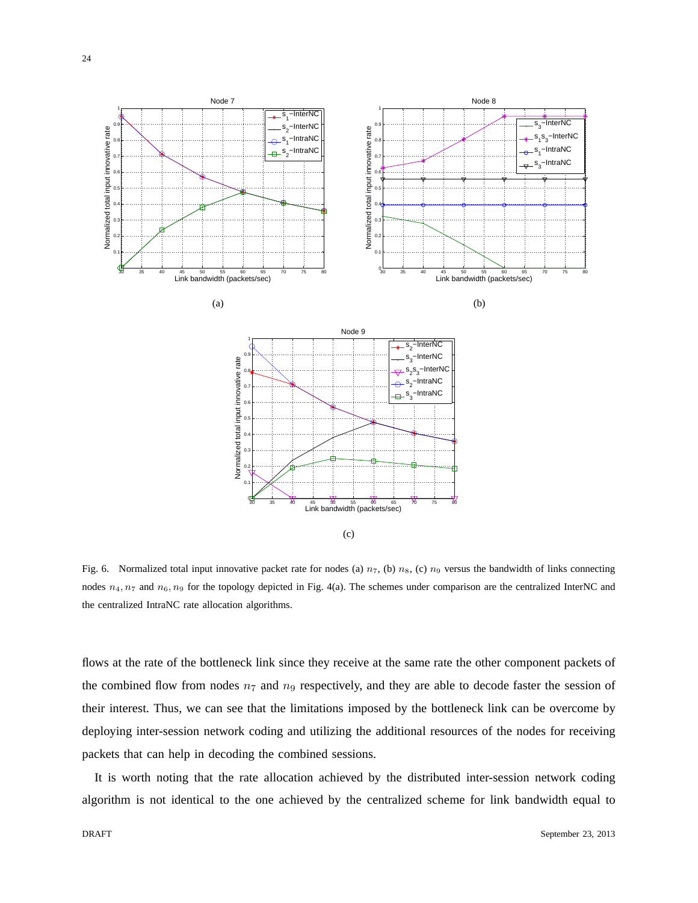Fig. 6. Normalized total input innovative packet rate for nodes (a) $n_7$, (b) $n_8$, (c) $n_9$ versus the bandwidth of links connecting nodes $n_4, n_7$ and $n_6, n_9$ for the topology depicted in Fig. 4(a). The schemes under comparison are the centralized InterNC and the centralized IntraNC rate allocation algorithms.

flows at the rate of the bottleneck link since they receive at the same rate the other component packets of the combined flow from nodes $n_7$ and $n_9$ respectively, and they are able to decode faster the session of their interest. Thus, we can see that the limitations imposed by the bottleneck link can be overcome by deploying inter-session network coding and utilizing the additional resources of the nodes for receiving packets that can help in decoding the combined sessions.

It is worth noting that the rate allocation achieved by the distributed inter-session network coding algorithm is not identical to the one achieved by the centralized scheme for link bandwidth equal to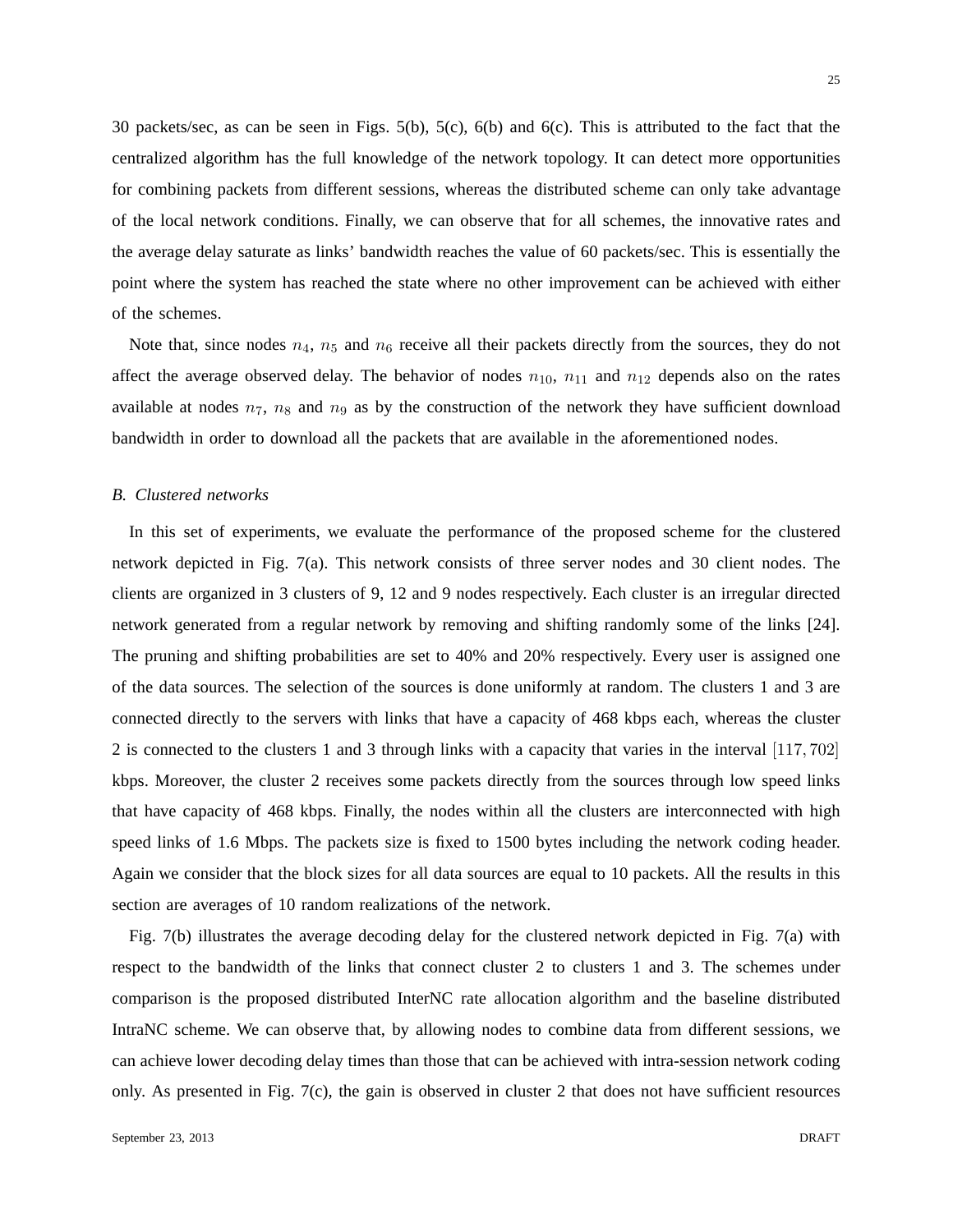30 packets/sec, as can be seen in Figs. 5(b), 5(c), 6(b) and 6(c). This is attributed to the fact that the centralized algorithm has the full knowledge of the network topology. It can detect more opportunities for combining packets from different sessions, whereas the distributed scheme can only take advantage of the local network conditions. Finally, we can observe that for all schemes, the innovative rates and the average delay saturate as links' bandwidth reaches the value of 60 packets/sec. This is essentially the point where the system has reached the state where no other improvement can be achieved with either of the schemes.

Note that, since nodes $n_4$, $n_5$ and $n_6$ receive all their packets directly from the sources, they do not affect the average observed delay. The behavior of nodes $n_{10}$, $n_{11}$ and $n_{12}$ depends also on the rates available at nodes $n_7$, $n_8$ and $n_9$ as by the construction of the network they have sufficient download bandwidth in order to download all the packets that are available in the aforementioned nodes.

### *B. Clustered networks*

In this set of experiments, we evaluate the performance of the proposed scheme for the clustered network depicted in Fig. 7(a). This network consists of three server nodes and 30 client nodes. The clients are organized in 3 clusters of 9, 12 and 9 nodes respectively. Each cluster is an irregular directed network generated from a regular network by removing and shifting randomly some of the links [24]. The pruning and shifting probabilities are set to 40% and 20% respectively. Every user is assigned one of the data sources. The selection of the sources is done uniformly at random. The clusters 1 and 3 are connected directly to the servers with links that have a capacity of 468 kbps each, whereas the cluster 2 is connected to the clusters 1 and 3 through links with a capacity that varies in the interval $[117, 702]$ kbps. Moreover, the cluster 2 receives some packets directly from the sources through low speed links that have capacity of 468 kbps. Finally, the nodes within all the clusters are interconnected with high speed links of 1.6 Mbps. The packets size is fixed to 1500 bytes including the network coding header. Again we consider that the block sizes for all data sources are equal to 10 packets. All the results in this section are averages of 10 random realizations of the network.

Fig. 7(b) illustrates the average decoding delay for the clustered network depicted in Fig. 7(a) with respect to the bandwidth of the links that connect cluster 2 to clusters 1 and 3. The schemes under comparison is the proposed distributed InterNC rate allocation algorithm and the baseline distributed IntraNC scheme. We can observe that, by allowing nodes to combine data from different sessions, we can achieve lower decoding delay times than those that can be achieved with intra-session network coding only. As presented in Fig. 7(c), the gain is observed in cluster 2 that does not have sufficient resources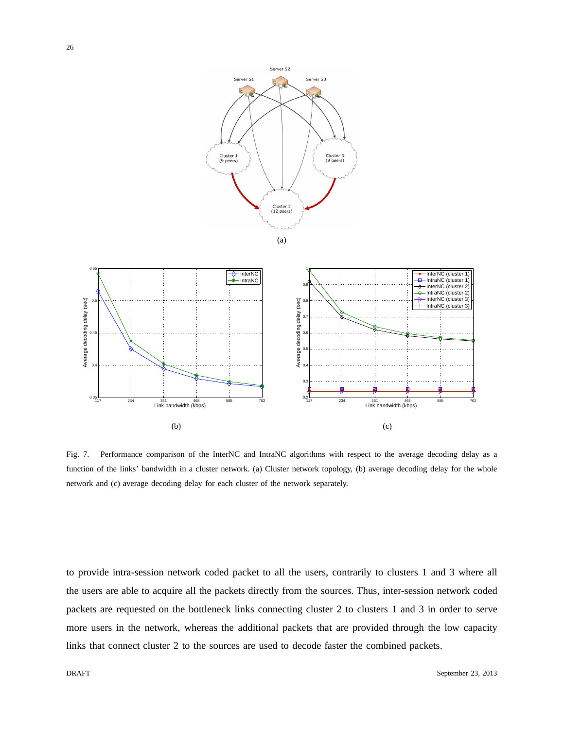Fig. 7. Performance comparison of the InterNC and IntraNC algorithms with respect to the average decoding delay as a function of the links' bandwidth in a cluster network. (a) Cluster network topology, (b) average decoding delay for the whole network and (c) average decoding delay for each cluster of the network separately.

to provide intra-session network coded packet to all the users, contrarily to clusters 1 and 3 where all the users are able to acquire all the packets directly from the sources. Thus, inter-session network coded packets are requested on the bottleneck links connecting cluster 2 to clusters 1 and 3 in order to serve more users in the network, whereas the additional packets that are provided through the low capacity links that connect cluster 2 to the sources are used to decode faster the combined packets.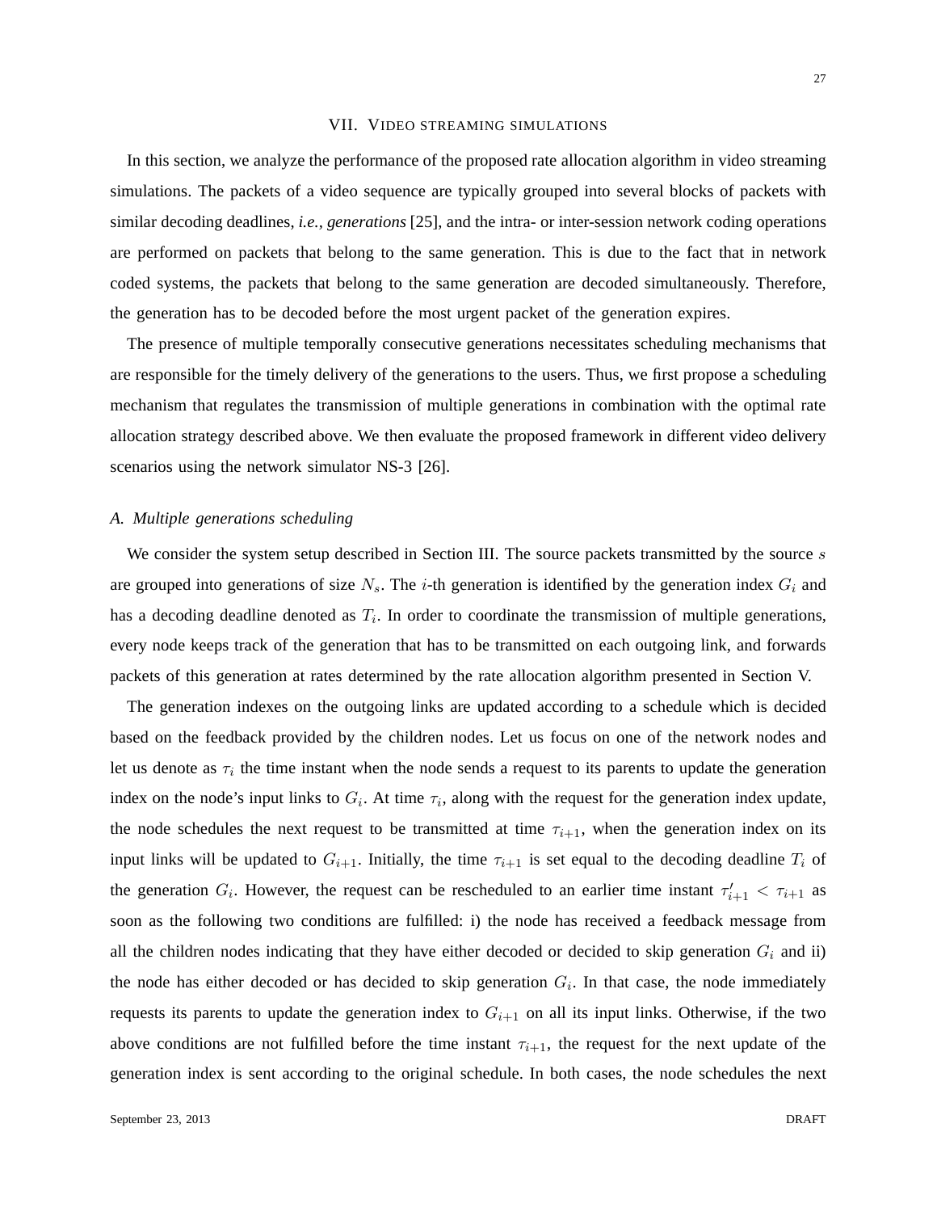## VII. Video streaming simulations

In this section, we analyze the performance of the proposed rate allocation algorithm in video streaming simulations. The packets of a video sequence are typically grouped into several blocks of packets with similar decoding deadlines, *i.e., generations* [25], and the intra- or inter-session network coding operations are performed on packets that belong to the same generation. This is due to the fact that in network coded systems, the packets that belong to the same generation are decoded simultaneously. Therefore, the generation has to be decoded before the most urgent packet of the generation expires.

The presence of multiple temporally consecutive generations necessitates scheduling mechanisms that are responsible for the timely delivery of the generations to the users. Thus, we first propose a scheduling mechanism that regulates the transmission of multiple generations in combination with the optimal rate allocation strategy described above. We then evaluate the proposed framework in different video delivery scenarios using the network simulator NS-3 [26].

### *A. Multiple generations scheduling*

We consider the system setup described in Section III. The source packets transmitted by the source $s$ are grouped into generations of size $N_s$. The $i$-th generation is identified by the generation index $G_i$ and has a decoding deadline denoted as $T_i$. In order to coordinate the transmission of multiple generations, every node keeps track of the generation that has to be transmitted on each outgoing link, and forwards packets of this generation at rates determined by the rate allocation algorithm presented in Section V.

The generation indexes on the outgoing links are updated according to a schedule which is decided based on the feedback provided by the children nodes. Let us focus on one of the network nodes and let us denote as $\tau_i$ the time instant when the node sends a request to its parents to update the generation index on the node's input links to $G_i$. At time $\tau_i$, along with the request for the generation index update, the node schedules the next request to be transmitted at time $\tau_{i+1}$, when the generation index on its input links will be updated to $G_{i+1}$. Initially, the time $\tau_{i+1}$ is set equal to the decoding deadline $T_i$ of the generation $G_i$. However, the request can be rescheduled to an earlier time instant $\tau'_{i+1} < \tau_{i+1}$ as soon as the following two conditions are fulfilled: i) the node has received a feedback message from all the children nodes indicating that they have either decoded or decided to skip generation $G_i$ and ii) the node has either decoded or has decided to skip generation $G_i$. In that case, the node immediately requests its parents to update the generation index to $G_{i+1}$ on all its input links. Otherwise, if the two above conditions are not fulfilled before the time instant $\tau_{i+1}$, the request for the next update of the generation index is sent according to the original schedule. In both cases, the node schedules the next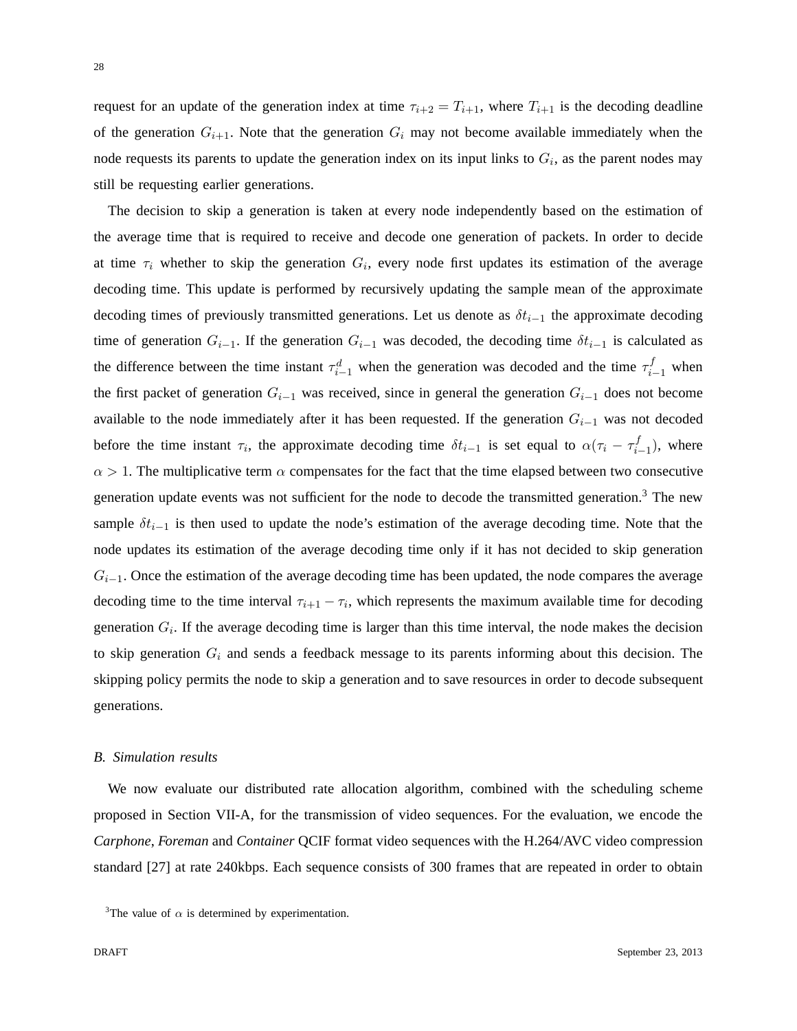request for an update of the generation index at time $\tau_{i+2} = T_{i+1}$, where $T_{i+1}$ is the decoding deadline of the generation $G_{i+1}$. Note that the generation $G_i$ may not become available immediately when the node requests its parents to update the generation index on its input links to $G_i$, as the parent nodes may still be requesting earlier generations.

The decision to skip a generation is taken at every node independently based on the estimation of the average time that is required to receive and decode one generation of packets. In order to decide at time $\tau_i$ whether to skip the generation $G_i$, every node first updates its estimation of the average decoding time. This update is performed by recursively updating the sample mean of the approximate decoding times of previously transmitted generations. Let us denote as $\delta t_{i-1}$ the approximate decoding time of generation $G_{i-1}$. If the generation $G_{i-1}$ was decoded, the decoding time $\delta t_{i-1}$ is calculated as the difference between the time instant $\tau_{i-1}^d$ when the generation was decoded and the time $\tau_{i-1}^f$ when the first packet of generation $G_{i-1}$ was received, since in general the generation $G_{i-1}$ does not become available to the node immediately after it has been requested. If the generation $G_{i-1}$ was not decoded before the time instant $\tau_i$, the approximate decoding time $\delta t_{i-1}$ is set equal to $\alpha(\tau_i - \tau_{i-1}^f)$, where $\alpha > 1$. The multiplicative term $\alpha$ compensates for the fact that the time elapsed between two consecutive generation update events was not sufficient for the node to decode the transmitted generation.[3] The new sample $\delta t_{i-1}$ is then used to update the node's estimation of the average decoding time. Note that the node updates its estimation of the average decoding time only if it has not decided to skip generation $G_{i-1}$. Once the estimation of the average decoding time has been updated, the node compares the average decoding time to the time interval $\tau_{i+1} - \tau_i$, which represents the maximum available time for decoding generation $G_i$. If the average decoding time is larger than this time interval, the node makes the decision to skip generation $G_i$ and sends a feedback message to its parents informing about this decision. The skipping policy permits the node to skip a generation and to save resources in order to decode subsequent generations.

### B. Simulation results

We now evaluate our distributed rate allocation algorithm, combined with the scheduling scheme proposed in Section VII-A, for the transmission of video sequences. For the evaluation, we encode the *Carphone*, *Foreman* and *Container* QCIF format video sequences with the H.264/AVC video compression standard [27] at rate 240kbps. Each sequence consists of 300 frames that are repeated in order to obtain

[3]The value of $\alpha$ is determined by experimentation.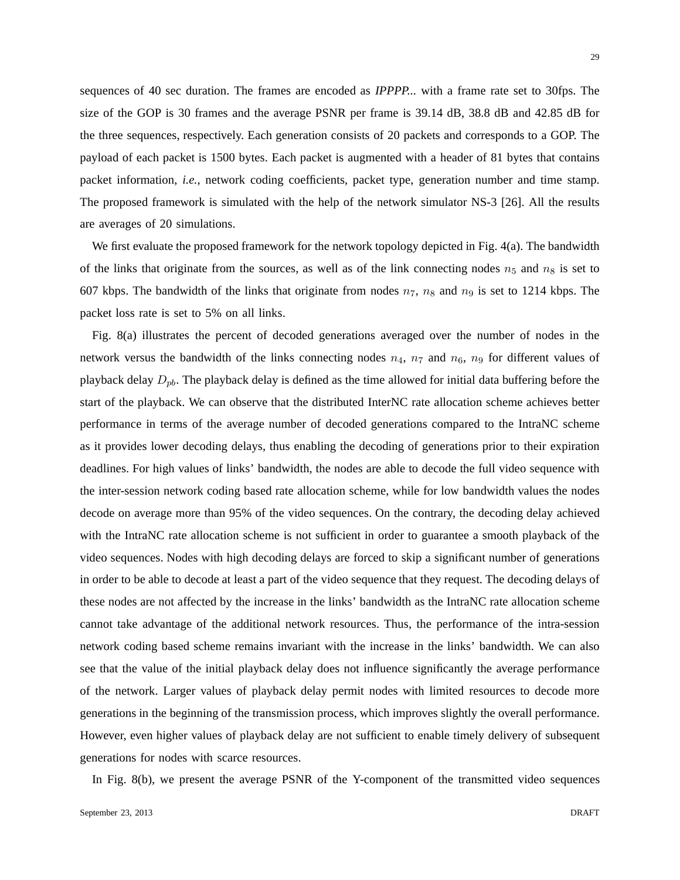sequences of 40 sec duration. The frames are encoded as *IPPPP...* with a frame rate set to 30fps. The size of the GOP is 30 frames and the average PSNR per frame is 39.14 dB, 38.8 dB and 42.85 dB for the three sequences, respectively. Each generation consists of 20 packets and corresponds to a GOP. The payload of each packet is 1500 bytes. Each packet is augmented with a header of 81 bytes that contains packet information, *i.e.*, network coding coefficients, packet type, generation number and time stamp. The proposed framework is simulated with the help of the network simulator NS-3 [26]. All the results are averages of 20 simulations.

We first evaluate the proposed framework for the network topology depicted in Fig. 4(a). The bandwidth of the links that originate from the sources, as well as of the link connecting nodes $n_5$ and $n_8$ is set to 607 kbps. The bandwidth of the links that originate from nodes $n_7$, $n_8$ and $n_9$ is set to 1214 kbps. The packet loss rate is set to 5% on all links.

Fig. 8(a) illustrates the percent of decoded generations averaged over the number of nodes in the network versus the bandwidth of the links connecting nodes $n_4$, $n_7$ and $n_6$, $n_9$ for different values of playback delay $D_{pb}$. The playback delay is defined as the time allowed for initial data buffering before the start of the playback. We can observe that the distributed InterNC rate allocation scheme achieves better performance in terms of the average number of decoded generations compared to the IntraNC scheme as it provides lower decoding delays, thus enabling the decoding of generations prior to their expiration deadlines. For high values of links' bandwidth, the nodes are able to decode the full video sequence with the inter-session network coding based rate allocation scheme, while for low bandwidth values the nodes decode on average more than 95% of the video sequences. On the contrary, the decoding delay achieved with the IntraNC rate allocation scheme is not sufficient in order to guarantee a smooth playback of the video sequences. Nodes with high decoding delays are forced to skip a significant number of generations in order to be able to decode at least a part of the video sequence that they request. The decoding delays of these nodes are not affected by the increase in the links' bandwidth as the IntraNC rate allocation scheme cannot take advantage of the additional network resources. Thus, the performance of the intra-session network coding based scheme remains invariant with the increase in the links' bandwidth. We can also see that the value of the initial playback delay does not influence significantly the average performance of the network. Larger values of playback delay permit nodes with limited resources to decode more generations in the beginning of the transmission process, which improves slightly the overall performance. However, even higher values of playback delay are not sufficient to enable timely delivery of subsequent generations for nodes with scarce resources.

In Fig. 8(b), we present the average PSNR of the Y-component of the transmitted video sequences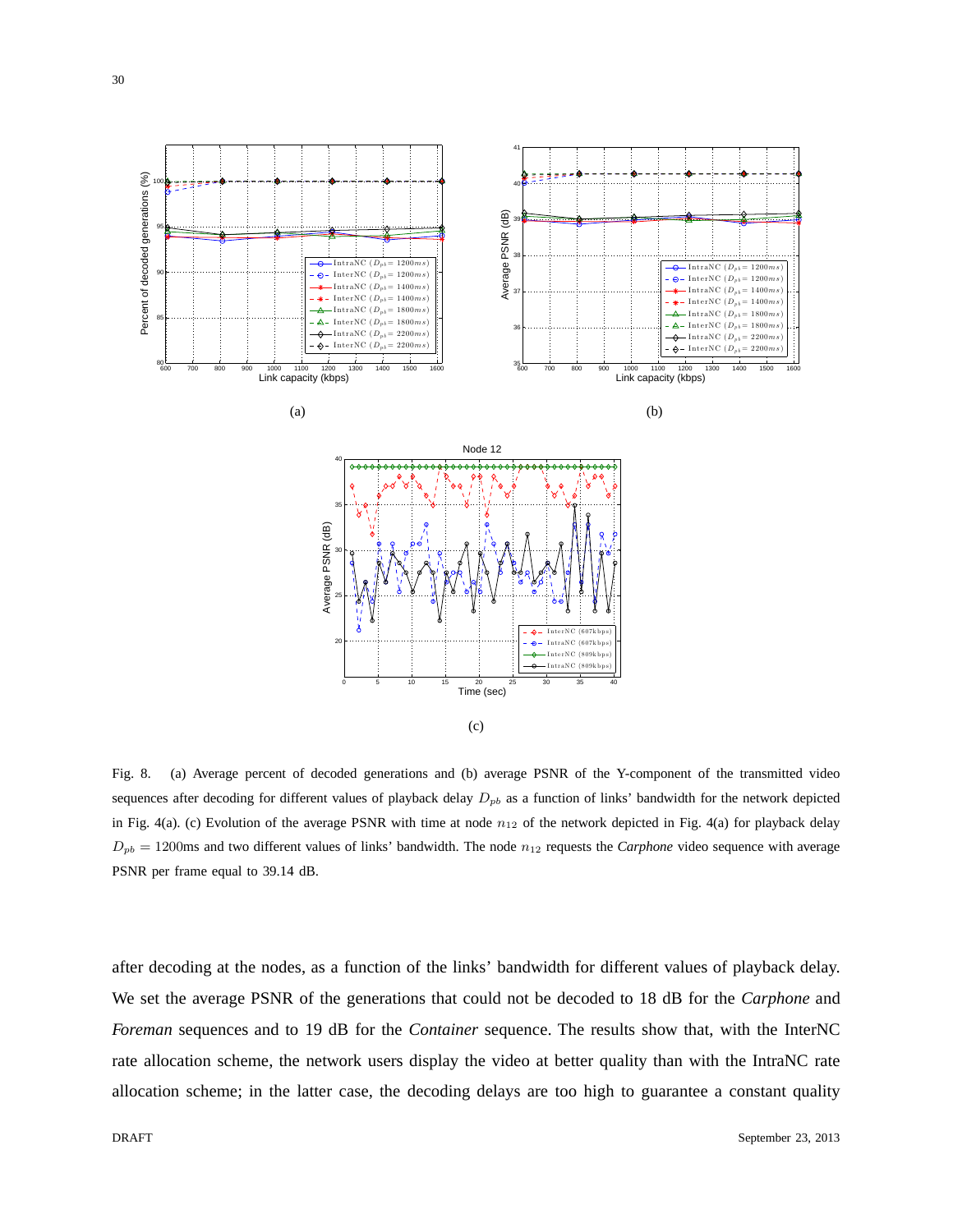Fig. 8. (a) Average percent of decoded generations and (b) average PSNR of the Y-component of the transmitted video sequences after decoding for different values of playback delay $D_{pb}$ as a function of links' bandwidth for the network depicted in Fig. 4(a). (c) Evolution of the average PSNR with time at node $n_{12}$ of the network depicted in Fig. 4(a) for playback delay $D_{pb} = 1200$ms and two different values of links' bandwidth. The node $n_{12}$ requests the *Carphone* video sequence with average PSNR per frame equal to 39.14 dB.

after decoding at the nodes, as a function of the links' bandwidth for different values of playback delay. We set the average PSNR of the generations that could not be decoded to 18 dB for the *Carphone* and *Foreman* sequences and to 19 dB for the *Container* sequence. The results show that, with the InterNC rate allocation scheme, the network users display the video at better quality than with the IntraNC rate allocation scheme; in the latter case, the decoding delays are too high to guarantee a constant quality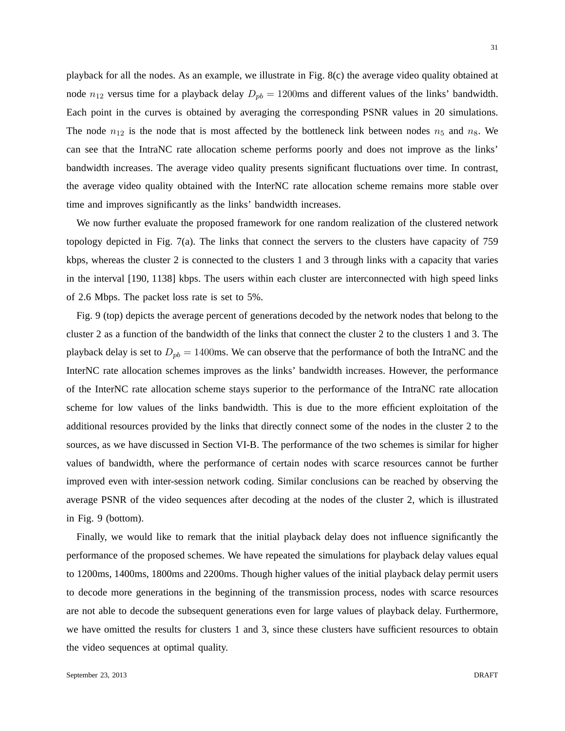playback for all the nodes. As an example, we illustrate in Fig. 8(c) the average video quality obtained at node $n_{12}$ versus time for a playback delay $D_{pb} = 1200$ms and different values of the links' bandwidth. Each point in the curves is obtained by averaging the corresponding PSNR values in 20 simulations. The node $n_{12}$ is the node that is most affected by the bottleneck link between nodes $n_5$ and $n_8$. We can see that the IntraNC rate allocation scheme performs poorly and does not improve as the links' bandwidth increases. The average video quality presents significant fluctuations over time. In contrast, the average video quality obtained with the InterNC rate allocation scheme remains more stable over time and improves significantly as the links' bandwidth increases.

We now further evaluate the proposed framework for one random realization of the clustered network topology depicted in Fig. 7(a). The links that connect the servers to the clusters have capacity of 759 kbps, whereas the cluster 2 is connected to the clusters 1 and 3 through links with a capacity that varies in the interval [190, 1138] kbps. The users within each cluster are interconnected with high speed links of 2.6 Mbps. The packet loss rate is set to 5%.

Fig. 9 (top) depicts the average percent of generations decoded by the network nodes that belong to the cluster 2 as a function of the bandwidth of the links that connect the cluster 2 to the clusters 1 and 3. The playback delay is set to $D_{pb} = 1400$ms. We can observe that the performance of both the IntraNC and the InterNC rate allocation schemes improves as the links' bandwidth increases. However, the performance of the InterNC rate allocation scheme stays superior to the performance of the IntraNC rate allocation scheme for low values of the links bandwidth. This is due to the more efficient exploitation of the additional resources provided by the links that directly connect some of the nodes in the cluster 2 to the sources, as we have discussed in Section VI-B. The performance of the two schemes is similar for higher values of bandwidth, where the performance of certain nodes with scarce resources cannot be further improved even with inter-session network coding. Similar conclusions can be reached by observing the average PSNR of the video sequences after decoding at the nodes of the cluster 2, which is illustrated in Fig. 9 (bottom).

Finally, we would like to remark that the initial playback delay does not influence significantly the performance of the proposed schemes. We have repeated the simulations for playback delay values equal to 1200ms, 1400ms, 1800ms and 2200ms. Though higher values of the initial playback delay permit users to decode more generations in the beginning of the transmission process, nodes with scarce resources are not able to decode the subsequent generations even for large values of playback delay. Furthermore, we have omitted the results for clusters 1 and 3, since these clusters have sufficient resources to obtain the video sequences at optimal quality.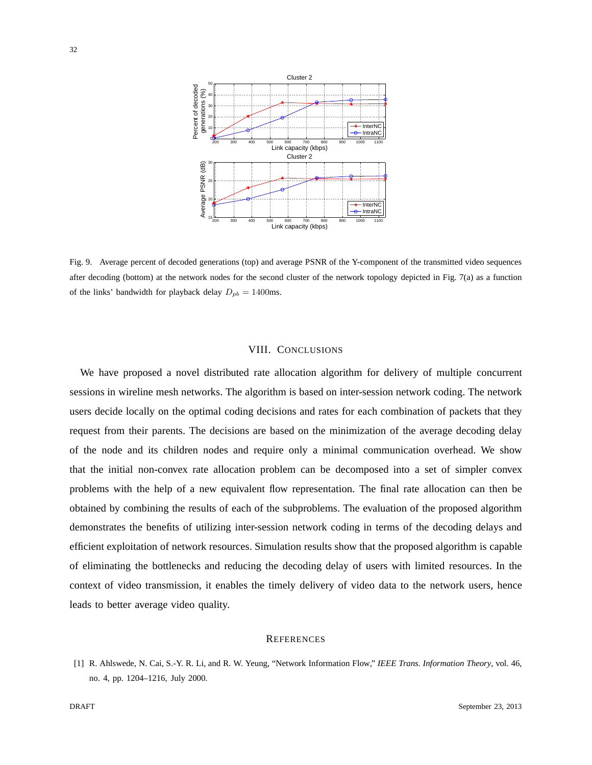Fig. 9. Average percent of decoded generations (top) and average PSNR of the Y-component of the transmitted video sequences after decoding (bottom) at the network nodes for the second cluster of the network topology depicted in Fig. 7(a) as a function of the links' bandwidth for playback delay $D_{pb} = 1400$ms.

## VIII. Conclusions

We have proposed a novel distributed rate allocation algorithm for delivery of multiple concurrent sessions in wireline mesh networks. The algorithm is based on inter-session network coding. The network users decide locally on the optimal coding decisions and rates for each combination of packets that they request from their parents. The decisions are based on the minimization of the average decoding delay of the node and its children nodes and require only a minimal communication overhead. We show that the initial non-convex rate allocation problem can be decomposed into a set of simpler convex problems with the help of a new equivalent flow representation. The final rate allocation can then be obtained by combining the results of each of the subproblems. The evaluation of the proposed algorithm demonstrates the benefits of utilizing inter-session network coding in terms of the decoding delays and efficient exploitation of network resources. Simulation results show that the proposed algorithm is capable of eliminating the bottlenecks and reducing the decoding delay of users with limited resources. In the context of video transmission, it enables the timely delivery of video data to the network users, hence leads to better average video quality.

## References

[1] R. Ahlswede, N. Cai, S.-Y. R. Li, and R. W. Yeung, "Network Information Flow," *IEEE Trans. Information Theory*, vol. 46, no. 4, pp. 1204–1216, July 2000.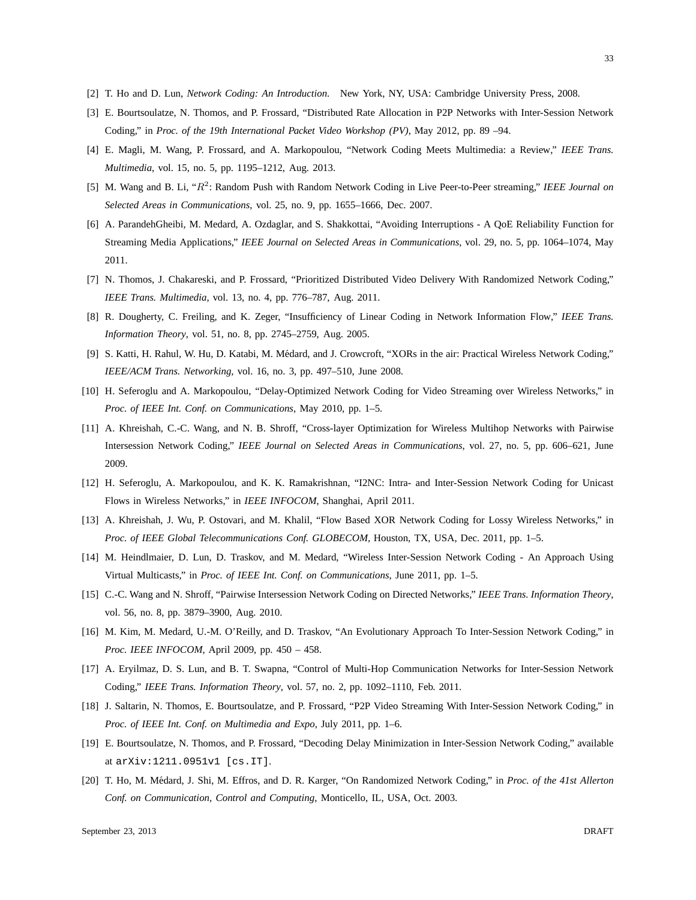[2] T. Ho and D. Lun, *Network Coding: An Introduction.* New York, NY, USA: Cambridge University Press, 2008.

[3] E. Bourtsoulatze, N. Thomos, and P. Frossard, "Distributed Rate Allocation in P2P Networks with Inter-Session Network Coding," in *Proc. of the 19th International Packet Video Workshop (PV)*, May 2012, pp. 89 –94.

[4] E. Magli, M. Wang, P. Frossard, and A. Markopoulou, "Network Coding Meets Multimedia: a Review," *IEEE Trans. Multimedia*, vol. 15, no. 5, pp. 1195–1212, Aug. 2013.

[5] M. Wang and B. Li, "$R^2$: Random Push with Random Network Coding in Live Peer-to-Peer streaming," *IEEE Journal on Selected Areas in Communications*, vol. 25, no. 9, pp. 1655–1666, Dec. 2007.

[6] A. ParandehGheibi, M. Medard, A. Ozdaglar, and S. Shakkottai, "Avoiding Interruptions - A QoE Reliability Function for Streaming Media Applications," *IEEE Journal on Selected Areas in Communications*, vol. 29, no. 5, pp. 1064–1074, May 2011.

[7] N. Thomos, J. Chakareski, and P. Frossard, "Prioritized Distributed Video Delivery With Randomized Network Coding," *IEEE Trans. Multimedia*, vol. 13, no. 4, pp. 776–787, Aug. 2011.

[8] R. Dougherty, C. Freiling, and K. Zeger, "Insufficiency of Linear Coding in Network Information Flow," *IEEE Trans. Information Theory*, vol. 51, no. 8, pp. 2745–2759, Aug. 2005.

[9] S. Katti, H. Rahul, W. Hu, D. Katabi, M. Médard, and J. Crowcroft, "XORs in the air: Practical Wireless Network Coding," *IEEE/ACM Trans. Networking*, vol. 16, no. 3, pp. 497–510, June 2008.

[10] H. Seferoglu and A. Markopoulou, "Delay-Optimized Network Coding for Video Streaming over Wireless Networks," in *Proc. of IEEE Int. Conf. on Communications*, May 2010, pp. 1–5.

[11] A. Khreishah, C.-C. Wang, and N. B. Shroff, "Cross-layer Optimization for Wireless Multihop Networks with Pairwise Intersession Network Coding," *IEEE Journal on Selected Areas in Communications*, vol. 27, no. 5, pp. 606–621, June 2009.

[12] H. Seferoglu, A. Markopoulou, and K. K. Ramakrishnan, "I2NC: Intra- and Inter-Session Network Coding for Unicast Flows in Wireless Networks," in *IEEE INFOCOM*, Shanghai, April 2011.

[13] A. Khreishah, J. Wu, P. Ostovari, and M. Khalil, "Flow Based XOR Network Coding for Lossy Wireless Networks," in *Proc. of IEEE Global Telecommunications Conf. GLOBECOM*, Houston, TX, USA, Dec. 2011, pp. 1–5.

[14] M. Heindlmaier, D. Lun, D. Traskov, and M. Medard, "Wireless Inter-Session Network Coding - An Approach Using Virtual Multicasts," in *Proc. of IEEE Int. Conf. on Communications*, June 2011, pp. 1–5.

[15] C.-C. Wang and N. Shroff, "Pairwise Intersession Network Coding on Directed Networks," *IEEE Trans. Information Theory*, vol. 56, no. 8, pp. 3879–3900, Aug. 2010.

[16] M. Kim, M. Medard, U.-M. O'Reilly, and D. Traskov, "An Evolutionary Approach To Inter-Session Network Coding," in *Proc. IEEE INFOCOM*, April 2009, pp. 450 – 458.

[17] A. Eryilmaz, D. S. Lun, and B. T. Swapna, "Control of Multi-Hop Communication Networks for Inter-Session Network Coding," *IEEE Trans. Information Theory*, vol. 57, no. 2, pp. 1092–1110, Feb. 2011.

[18] J. Saltarin, N. Thomos, E. Bourtsoulatze, and P. Frossard, "P2P Video Streaming With Inter-Session Network Coding," in *Proc. of IEEE Int. Conf. on Multimedia and Expo*, July 2011, pp. 1–6.

[19] E. Bourtsoulatze, N. Thomos, and P. Frossard, "Decoding Delay Minimization in Inter-Session Network Coding," available at `arXiv:1211.0951v1 [cs.IT]`.

[20] T. Ho, M. Médard, J. Shi, M. Effros, and D. R. Karger, "On Randomized Network Coding," in *Proc. of the 41st Allerton Conf. on Communication, Control and Computing*, Monticello, IL, USA, Oct. 2003.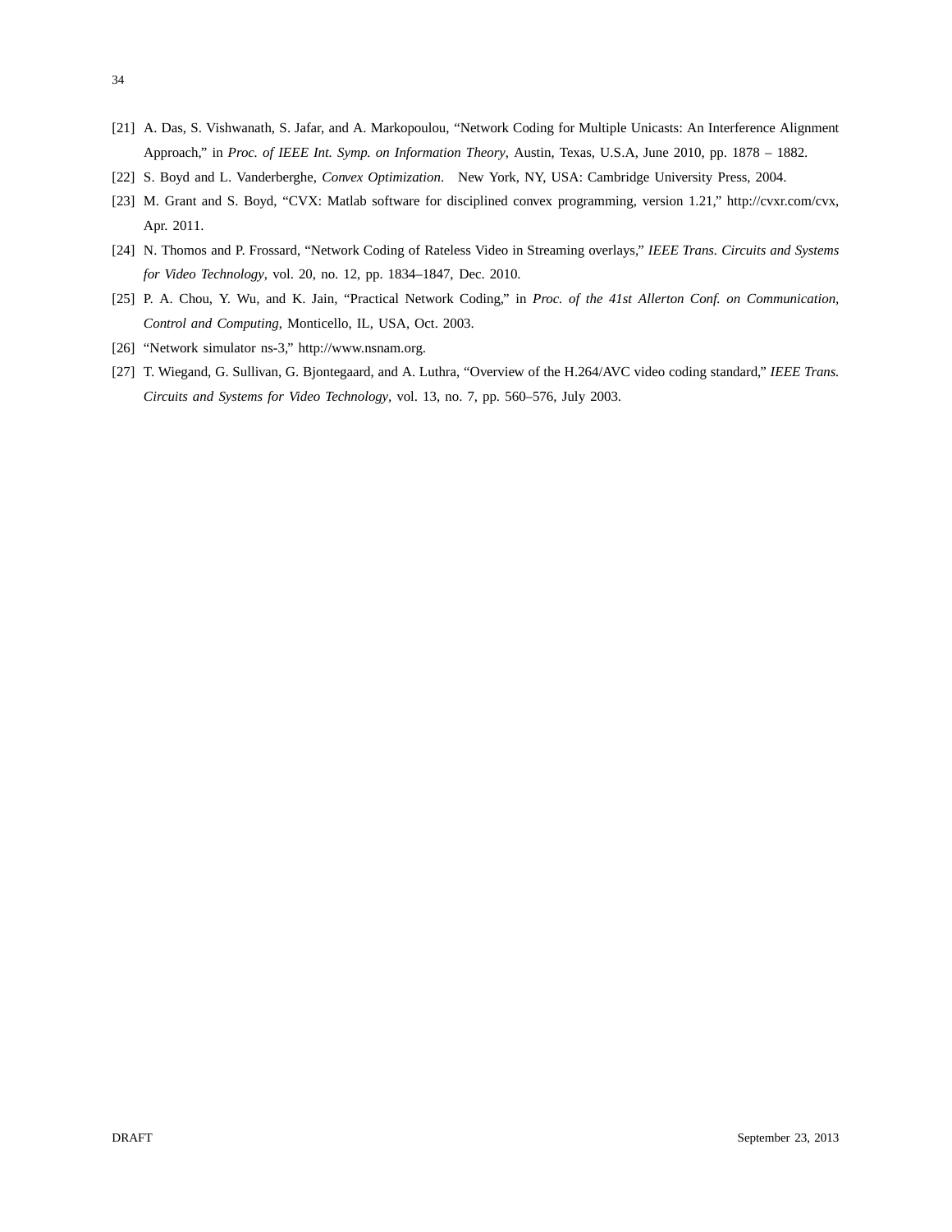[21] A. Das, S. Vishwanath, S. Jafar, and A. Markopoulou, "Network Coding for Multiple Unicasts: An Interference Alignment Approach," in *Proc. of IEEE Int. Symp. on Information Theory*, Austin, Texas, U.S.A, June 2010, pp. 1878 – 1882.

[22] S. Boyd and L. Vanderberghe, *Convex Optimization*. New York, NY, USA: Cambridge University Press, 2004.

[23] M. Grant and S. Boyd, "CVX: Matlab software for disciplined convex programming, version 1.21," http://cvxr.com/cvx, Apr. 2011.

[24] N. Thomos and P. Frossard, "Network Coding of Rateless Video in Streaming overlays," *IEEE Trans. Circuits and Systems for Video Technology*, vol. 20, no. 12, pp. 1834–1847, Dec. 2010.

[25] P. A. Chou, Y. Wu, and K. Jain, "Practical Network Coding," in *Proc. of the 41st Allerton Conf. on Communication, Control and Computing*, Monticello, IL, USA, Oct. 2003.

[26] "Network simulator ns-3," http://www.nsnam.org.

[27] T. Wiegand, G. Sullivan, G. Bjontegaard, and A. Luthra, "Overview of the H.264/AVC video coding standard," *IEEE Trans. Circuits and Systems for Video Technology*, vol. 13, no. 7, pp. 560–576, July 2003.